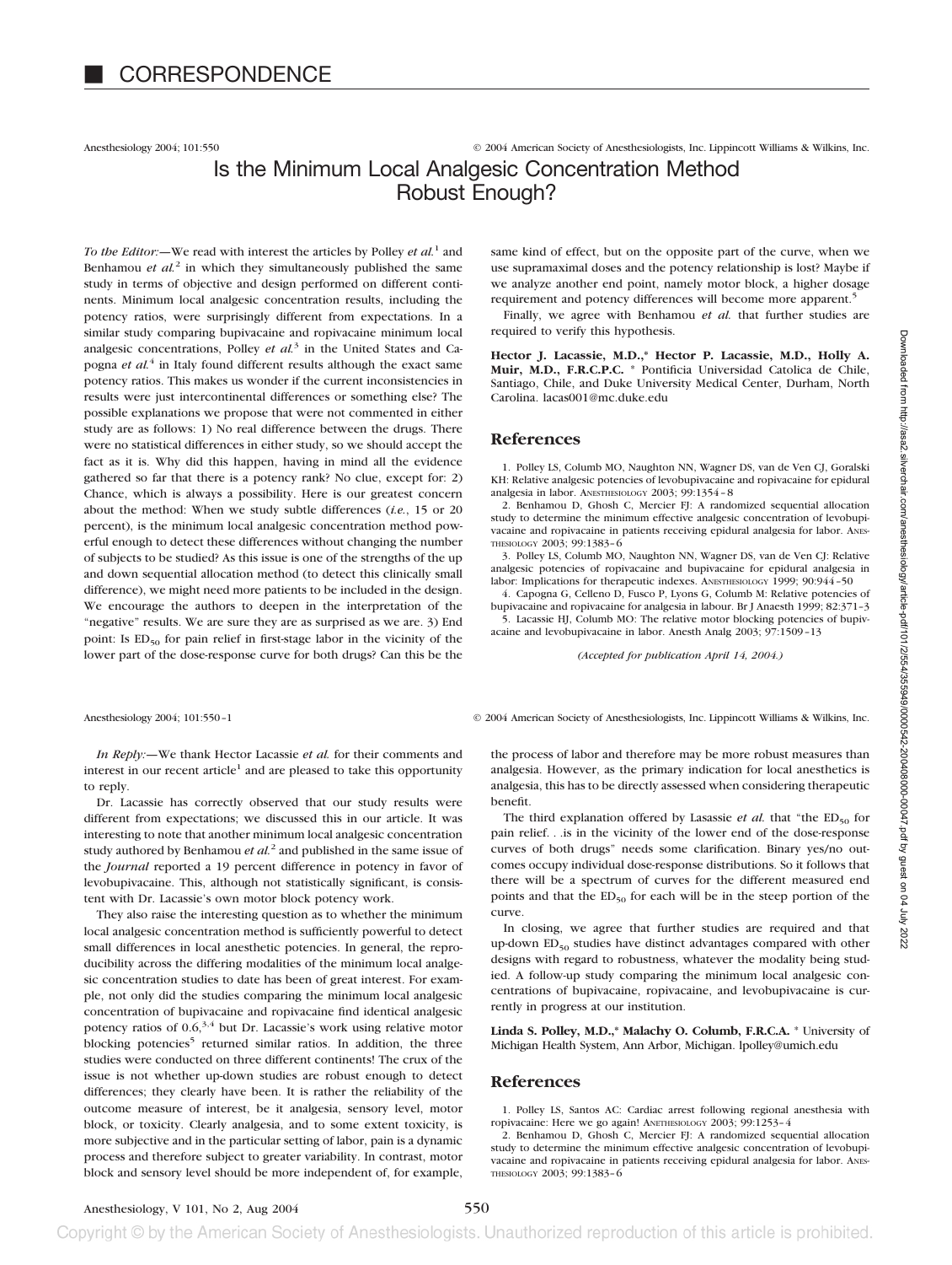# CORRESPONDENCE

## Is the Minimum Local Analgesic Concentration Method Robust Enough?

*To the Editor:*—We read with interest the articles by Polley *et al.*[1] and Benhamou *et al.*[2] in which they simultaneously published the same study in terms of objective and design performed on different continents. Minimum local analgesic concentration results, including the potency ratios, were surprisingly different from expectations. In a similar study comparing bupivacaine and ropivacaine minimum local analgesic concentrations, Polley *et al.*[3] in the United States and Capogna *et al.*[4] in Italy found different results although the exact same potency ratios. This makes us wonder if the current inconsistencies in results were just intercontinental differences or something else? The possible explanations we propose that were not commented in either study are as follows: 1) No real difference between the drugs. There were no statistical differences in either study, so we should accept the fact as it is. Why did this happen, having in mind all the evidence gathered so far that there is a potency rank? No clue, except for: 2) Chance, which is always a possibility. Here is our greatest concern about the method: When we study subtle differences (*i.e.*, 15 or 20 percent), is the minimum local analgesic concentration method powerful enough to detect these differences without changing the number of subjects to be studied? As this issue is one of the strengths of the up and down sequential allocation method (to detect this clinically small difference), we might need more patients to be included in the design. We encourage the authors to deepen in the interpretation of the "negative" results. We are sure they are as surprised as we are. 3) End point: Is $ED_{50}$ for pain relief in first-stage labor in the vicinity of the lower part of the dose-response curve for both drugs? Can this be the same kind of effect, but on the opposite part of the curve, when we use supramaximal doses and the potency relationship is lost? Maybe if we analyze another end point, namely motor block, a higher dosage requirement and potency differences will become more apparent.[5]

Finally, we agree with Benhamou *et al.* that further studies are required to verify this hypothesis.

**Hector J. Lacassie, M.D.,\* Hector P. Lacassie, M.D., Holly A. Muir, M.D., F.R.C.P.C.** \* Pontificia Universidad Catolica de Chile, Santiago, Chile, and Duke University Medical Center, Durham, North Carolina. lacas001@mc.duke.edu

### References

1. Polley LS, Columb MO, Naughton NN, Wagner DS, van de Ven CJ, Goralski KH: Relative analgesic potencies of levobupivacaine and ropivacaine for epidural analgesia in labor. ANESTHESIOLOGY 2003; 99:1354–8
2. Benhamou D, Ghosh C, Mercier FJ: A randomized sequential allocation study to determine the minimum effective analgesic concentration of levobupivacaine and ropivacaine in patients receiving epidural analgesia for labor. ANESTHESIOLOGY 2003; 99:1383–6
3. Polley LS, Columb MO, Naughton NN, Wagner DS, van de Ven CJ: Relative analgesic potencies of ropivacaine and bupivacaine for epidural analgesia in labor: Implications for therapeutic indexes. ANESTHESIOLOGY 1999; 90:944–50
4. Capogna G, Celleno D, Fusco P, Lyons G, Columb M: Relative potencies of bupivacaine and ropivacaine for analgesia in labour. Br J Anaesth 1999; 82:371–3
5. Lacassie HJ, Columb MO: The relative motor blocking potencies of bupivacaine and levobupivacaine in labor. Anesth Analg 2003; 97:1509–13

*(Accepted for publication April 14, 2004.)*

---

*In Reply:*—We thank Hector Lacassie *et al.* for their comments and interest in our recent article[1] and are pleased to take this opportunity to reply.

Dr. Lacassie has correctly observed that our study results were different from expectations; we discussed this in our article. It was interesting to note that another minimum local analgesic concentration study authored by Benhamou *et al.*[2] and published in the same issue of the *Journal* reported a 19 percent difference in potency in favor of levobupivacaine. This, although not statistically significant, is consistent with Dr. Lacassie's own motor block potency work.

They also raise the interesting question as to whether the minimum local analgesic concentration method is sufficiently powerful to detect small differences in local anesthetic potencies. In general, the reproducibility across the differing modalities of the minimum local analgesic concentration studies to date has been of great interest. For example, not only did the studies comparing the minimum local analgesic concentration of bupivacaine and ropivacaine find identical analgesic potency ratios of 0.6,[3,4] but Dr. Lacassie's work using relative motor blocking potencies[5] returned similar ratios. In addition, the three studies were conducted on three different continents! The crux of the issue is not whether up-down studies are robust enough to detect differences; they clearly have been. It is rather the reliability of the outcome measure of interest, be it analgesia, sensory level, motor block, or toxicity. Clearly analgesia, and to some extent toxicity, is more subjective and in the particular setting of labor, pain is a dynamic process and therefore subject to greater variability. In contrast, motor block and sensory level should be more independent of, for example, the process of labor and therefore may be more robust measures than analgesia. However, as the primary indication for local anesthetics is analgesia, this has to be directly assessed when considering therapeutic benefit.

The third explanation offered by Lasassie *et al.* that "the $ED_{50}$ for pain relief. . .is in the vicinity of the lower end of the dose-response curves of both drugs" needs some clarification. Binary yes/no outcomes occupy individual dose-response distributions. So it follows that there will be a spectrum of curves for the different measured end points and that the $ED_{50}$ for each will be in the steep portion of the curve.

In closing, we agree that further studies are required and that up-down $ED_{50}$ studies have distinct advantages compared with other designs with regard to robustness, whatever the modality being studied. A follow-up study comparing the minimum local analgesic concentrations of bupivacaine, ropivacaine, and levobupivacaine is currently in progress at our institution.

**Linda S. Polley, M.D.,\* Malachy O. Columb, F.R.C.A.** \* University of Michigan Health System, Ann Arbor, Michigan. lpolley@umich.edu

### References

1. Polley LS, Santos AC: Cardiac arrest following regional anesthesia with ropivacaine: Here we go again! ANESTHESIOLOGY 2003; 99:1253–4
2. Benhamou D, Ghosh C, Mercier FJ: A randomized sequential allocation study to determine the minimum effective analgesic concentration of levobupivacaine and ropivacaine in patients receiving epidural analgesia for labor. ANESTHESIOLOGY 2003; 99:1383–6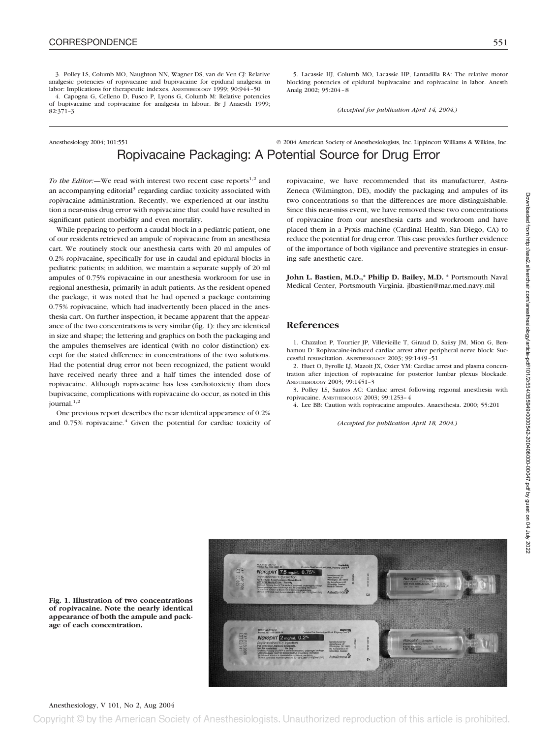3. Polley LS, Columb MO, Naughton NN, Wagner DS, van de Ven CJ: Relative analgesic potencies of ropivacaine and bupivacaine for epidural analgesia in labor: Implications for therapeutic indexes. ANESTHESIOLOGY 1999; 90:944–50

4. Capogna G, Celleno D, Fusco P, Lyons G, Columb M: Relative potencies of bupivacaine and ropivacaine for analgesia in labour. Br J Anaesth 1999; 82:371–3

5. Lacassie HJ, Columb MO, Lacassie HP, Lantadilla RA: The relative motor blocking potencies of epidural bupivacaine and ropivacaine in labor. Anesth Analg 2002; 95:204–8

*(Accepted for publication April 14, 2004.)*

Anesthesiology 2004; 101:551 © 2004 American Society of Anesthesiologists, Inc. Lippincott Williams & Wilkins, Inc.

# Ropivacaine Packaging: A Potential Source for Drug Error

*To the Editor:*—We read with interest two recent case reports[1,2] and an accompanying editorial[3] regarding cardiac toxicity associated with ropivacaine administration. Recently, we experienced at our institution a near-miss drug error with ropivacaine that could have resulted in significant patient morbidity and even mortality.

While preparing to perform a caudal block in a pediatric patient, one of our residents retrieved an ampule of ropivacaine from an anesthesia cart. We routinely stock our anesthesia carts with 20 ml ampules of 0.2% ropivacaine, specifically for use in caudal and epidural blocks in pediatric patients; in addition, we maintain a separate supply of 20 ml ampules of 0.75% ropivacaine in our anesthesia workroom for use in regional anesthesia, primarily in adult patients. As the resident opened the package, it was noted that he had opened a package containing 0.75% ropivacaine, which had inadvertently been placed in the anesthesia cart. On further inspection, it became apparent that the appearance of the two concentrations is very similar (fig. 1): they are identical in size and shape; the lettering and graphics on both the packaging and the ampules themselves are identical (with no color distinction) except for the stated difference in concentrations of the two solutions. Had the potential drug error not been recognized, the patient would have received nearly three and a half times the intended dose of ropivacaine. Although ropivacaine has less cardiotoxicity than does bupivacaine, complications with ropivacaine do occur, as noted in this journal.[1,2]

One previous report describes the near identical appearance of 0.2% and 0.75% ropivacaine.[4] Given the potential for cardiac toxicity of ropivacaine, we have recommended that its manufacturer, AstraZeneca (Wilmington, DE), modify the packaging and ampules of its two concentrations so that the differences are more distinguishable. Since this near-miss event, we have removed these two concentrations of ropivacaine from our anesthesia carts and workroom and have placed them in a Pyxis machine (Cardinal Health, San Diego, CA) to reduce the potential for drug error. This case provides further evidence of the importance of both vigilance and preventive strategies in ensuring safe anesthetic care.

**John L. Bastien, M.D.,\* Philip D. Bailey, M.D.** \* Portsmouth Naval Medical Center, Portsmouth Virginia. jlbastien@mar.med.navy.mil

## References

1. Chazalon P, Tourtier JP, Villevieille T, Giraud D, Saïsy JM, Mion G, Benhamou D: Ropivacaine-induced cardiac arrest after peripheral nerve block: Successful resuscitation. ANESTHESIOLOGY 2003; 99:1449–51

2. Huet O, Eyrolle LJ, Mazoit JX, Ozier YM: Cardiac arrest and plasma concentration after injection of ropivacaine for posterior lumbar plexus blockade. ANESTHESIOLOGY 2003; 99:1451–3

3. Polley LS, Santos AC: Cardiac arrest following regional anesthesia with ropivacaine. ANESTHESIOLOGY 2003; 99:1253–4

4. Lee BB: Caution with ropivacaine ampoules. Anaesthesia. 2000; 55:201

*(Accepted for publication April 18, 2004.)*

**Fig. 1. Illustration of two concentrations of ropivacaine. Note the nearly identical appearance of both the ampule and package of each concentration.**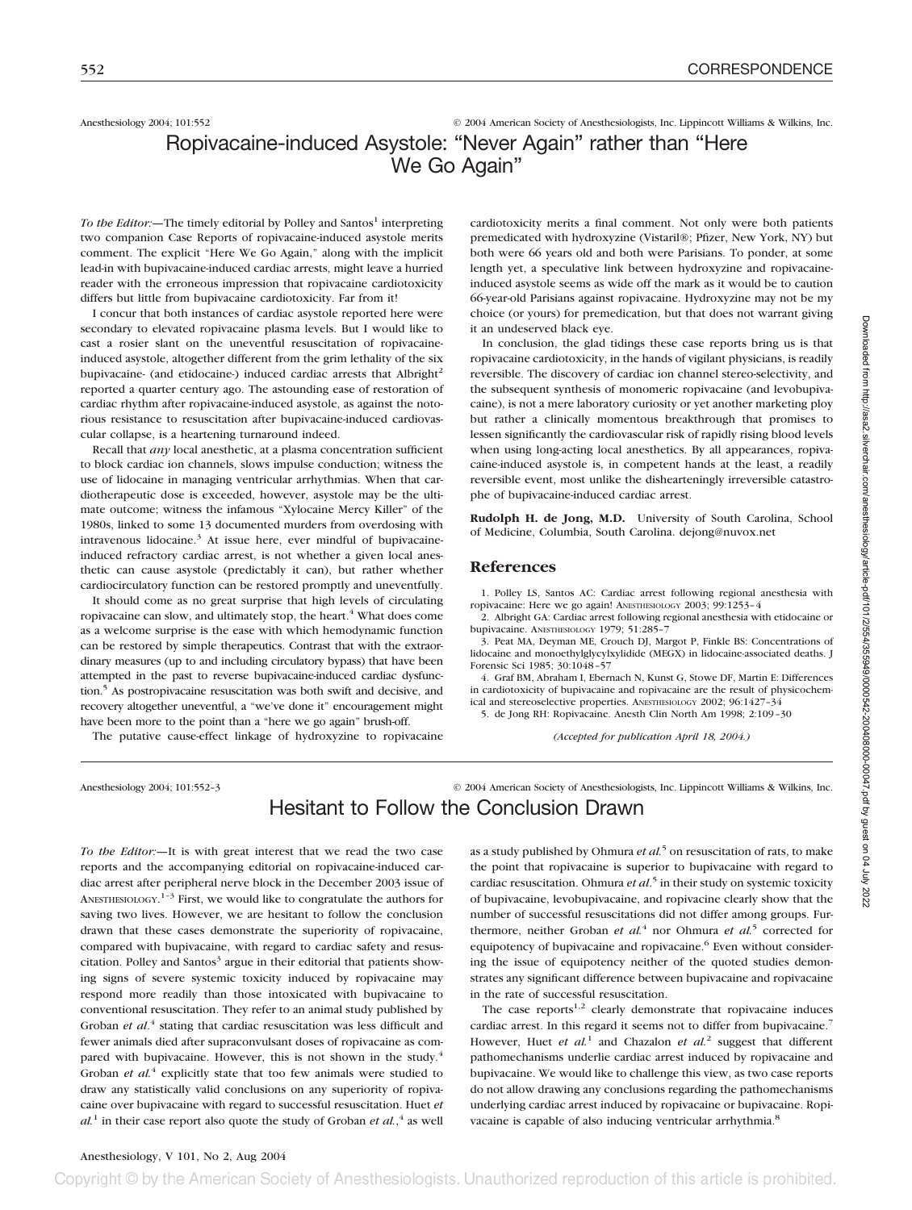Anesthesiology 2004; 101:552 © 2004 American Society of Anesthesiologists, Inc. Lippincott Williams & Wilkins, Inc.

# Ropivacaine-induced Asystole: "Never Again" rather than "Here We Go Again"

*To the Editor:*—The timely editorial by Polley and Santos[1] interpreting two companion Case Reports of ropivacaine-induced asystole merits comment. The explicit "Here We Go Again," along with the implicit lead-in with bupivacaine-induced cardiac arrests, might leave a hurried reader with the erroneous impression that ropivacaine cardiotoxicity differs but little from bupivacaine cardiotoxicity. Far from it!

I concur that both instances of cardiac asystole reported here were secondary to elevated ropivacaine plasma levels. But I would like to cast a rosier slant on the uneventful resuscitation of ropivacaine-induced asystole, altogether different from the grim lethality of the six bupivacaine- (and etidocaine-) induced cardiac arrests that Albright[2] reported a quarter century ago. The astounding ease of restoration of cardiac rhythm after ropivacaine-induced asystole, as against the notorious resistance to resuscitation after bupivacaine-induced cardiovascular collapse, is a heartening turnaround indeed.

Recall that *any* local anesthetic, at a plasma concentration sufficient to block cardiac ion channels, slows impulse conduction; witness the use of lidocaine in managing ventricular arrhythmias. When that cardiotherapeutic dose is exceeded, however, asystole may be the ultimate outcome; witness the infamous "Xylocaine Mercy Killer" of the 1980s, linked to some 13 documented murders from overdosing with intravenous lidocaine.[3] At issue here, ever mindful of bupivacaine-induced refractory cardiac arrest, is not whether a given local anesthetic can cause asystole (predictably it can), but rather whether cardiocirculatory function can be restored promptly and uneventfully.

It should come as no great surprise that high levels of circulating ropivacaine can slow, and ultimately stop, the heart.[4] What does come as a welcome surprise is the ease with which hemodynamic function can be restored by simple therapeutics. Contrast that with the extraordinary measures (up to and including circulatory bypass) that have been attempted in the past to reverse bupivacaine-induced cardiac dysfunction.[5] As postropivacaine resuscitation was both swift and decisive, and recovery altogether uneventful, a "we've done it" encouragement might have been more to the point than a "here we go again" brush-off.

The putative cause-effect linkage of hydroxyzine to ropivacaine cardiotoxicity merits a final comment. Not only were both patients premedicated with hydroxyzine (Vistaril®; Pfizer, New York, NY) but both were 66 years old and both were Parisians. To ponder, at some length yet, a speculative link between hydroxyzine and ropivacaine-induced asystole seems as wide off the mark as it would be to caution 66-year-old Parisians against ropivacaine. Hydroxyzine may not be my choice (or yours) for premedication, but that does not warrant giving it an undeserved black eye.

In conclusion, the glad tidings these case reports bring us is that ropivacaine cardiotoxicity, in the hands of vigilant physicians, is readily reversible. The discovery of cardiac ion channel stereo-selectivity, and the subsequent synthesis of monomeric ropivacaine (and levobupivacaine), is not a mere laboratory curiosity or yet another marketing ploy but rather a clinically momentous breakthrough that promises to lessen significantly the cardiovascular risk of rapidly rising blood levels when using long-acting local anesthetics. By all appearances, ropivacaine-induced asystole is, in competent hands at the least, a readily reversible event, most unlike the dishearteningly irreversible catastrophe of bupivacaine-induced cardiac arrest.

**Rudolph H. de Jong, M.D.** University of South Carolina, School of Medicine, Columbia, South Carolina. dejong@nuvox.net

## References

1. Polley LS, Santos AC: Cardiac arrest following regional anesthesia with ropivacaine: Here we go again! Anesthesiology 2003; 99:1253–4
2. Albright GA: Cardiac arrest following regional anesthesia with etidocaine or bupivacaine. Anesthesiology 1979; 51:285–7
3. Peat MA, Deyman ME, Crouch DJ, Margot P, Finkle BS: Concentrations of lidocaine and monoethylglycylxylidide (MEGX) in lidocaine-associated deaths. J Forensic Sci 1985; 30:1048–57
4. Graf BM, Abraham I, Eberbach N, Kunst G, Stowe DF, Martin E: Differences in cardiotoxicity of bupivacaine and ropivacaine are the result of physicochemical and stereoselective properties. Anesthesiology 2002; 96:1427–34
5. de Jong RH: Ropivacaine. Anesth Clin North Am 1998; 2:109–30

*(Accepted for publication April 18, 2004.)*

Anesthesiology 2004; 101:552–3 © 2004 American Society of Anesthesiologists, Inc. Lippincott Williams & Wilkins, Inc.

# Hesitant to Follow the Conclusion Drawn

*To the Editor:*—It is with great interest that we read the two case reports and the accompanying editorial on ropivacaine-induced cardiac arrest after peripheral nerve block in the December 2003 issue of Anesthesiology.[1–3] First, we would like to congratulate the authors for saving two lives. However, we are hesitant to follow the conclusion drawn that these cases demonstrate the superiority of ropivacaine, compared with bupivacaine, with regard to cardiac safety and resuscitation. Polley and Santos[3] argue in their editorial that patients showing signs of severe systemic toxicity induced by ropivacaine may respond more readily than those intoxicated with bupivacaine to conventional resuscitation. They refer to an animal study published by Groban *et al*.[4] stating that cardiac resuscitation was less difficult and fewer animals died after supraconvulsant doses of ropivacaine as compared with bupivacaine. However, this is not shown in the study.[4] Groban *et al.*[4] explicitly state that too few animals were studied to draw any statistically valid conclusions on any superiority of ropivacaine over bupivacaine with regard to successful resuscitation. Huet *et al.*[1] in their case report also quote the study of Groban *et al.*,[4] as well as a study published by Ohmura *et al.*[5] on resuscitation of rats, to make the point that ropivacaine is superior to bupivacaine with regard to cardiac resuscitation. Ohmura *et al.*[5] in their study on systemic toxicity of bupivacaine, levobupivacaine, and ropivacine clearly show that the number of successful resuscitations did not differ among groups. Furthermore, neither Groban *et al.*[4] nor Ohmura *et al.*[5] corrected for equipotency of bupivacaine and ropivacaine.[6] Even without considering the issue of equipotency neither of the quoted studies demonstrates any significant difference between bupivacaine and ropivacaine in the rate of successful resuscitation.

The case reports[1,2] clearly demonstrate that ropivacaine induces cardiac arrest. In this regard it seems not to differ from bupivacaine.[7] However, Huet *et al.*[1] and Chazalon *et al.*[2] suggest that different pathomechanisms underlie cardiac arrest induced by ropivacaine and bupivacaine. We would like to challenge this view, as two case reports do not allow drawing any conclusions regarding the pathomechanisms underlying cardiac arrest induced by ropivacaine or bupivacaine. Ropivacaine is capable of also inducing ventricular arrhythmia.[8]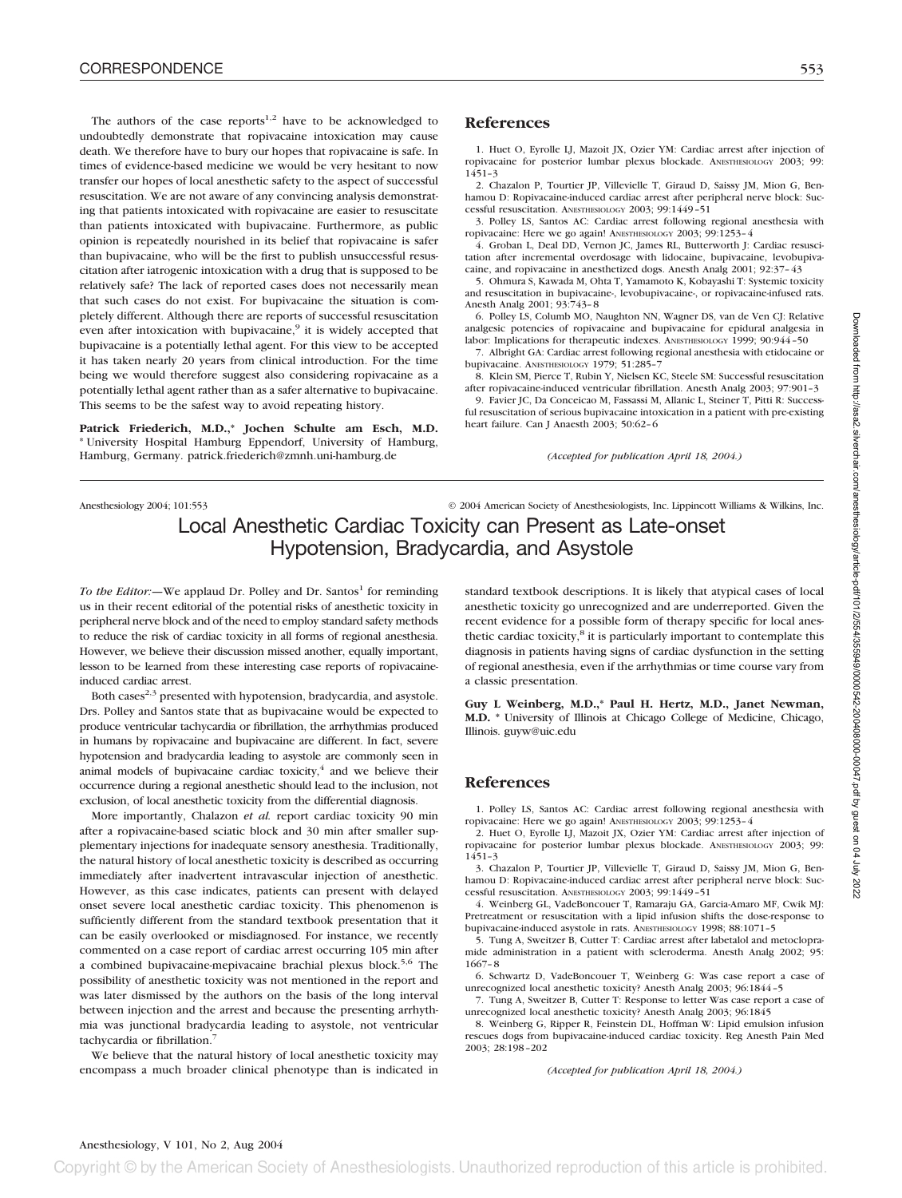The authors of the case reports[1,2] have to be acknowledged to undoubtedly demonstrate that ropivacaine intoxication may cause death. We therefore have to bury our hopes that ropivacaine is safe. In times of evidence-based medicine we would be very hesitant to now transfer our hopes of local anesthetic safety to the aspect of successful resuscitation. We are not aware of any convincing analysis demonstrating that patients intoxicated with ropivacaine are easier to resuscitate than patients intoxicated with bupivacaine. Furthermore, as public opinion is repeatedly nourished in its belief that ropivacaine is safer than bupivacaine, who will be the first to publish unsuccessful resuscitation after iatrogenic intoxication with a drug that is supposed to be relatively safe? The lack of reported cases does not necessarily mean that such cases do not exist. For bupivacaine the situation is completely different. Although there are reports of successful resuscitation even after intoxication with bupivacaine,[9] it is widely accepted that bupivacaine is a potentially lethal agent. For this view to be accepted it has taken nearly 20 years from clinical introduction. For the time being we would therefore suggest also considering ropivacaine as a potentially lethal agent rather than as a safer alternative to bupivacaine. This seems to be the safest way to avoid repeating history.

**Patrick Friederich, M.D.,\* Jochen Schulte am Esch, M.D.** \* University Hospital Hamburg Eppendorf, University of Hamburg, Hamburg, Germany. patrick.friederich@zmnh.uni-hamburg.de

## References

1. Huet O, Eyrolle LJ, Mazoit JX, Ozier YM: Cardiac arrest after injection of ropivacaine for posterior lumbar plexus blockade. Anesthesiology 2003; 99: 1451–3
2. Chazalon P, Tourtier JP, Villevielle T, Giraud D, Saissy JM, Mion G, Benhamou D: Ropivacaine-induced cardiac arrest after peripheral nerve block: Successful resuscitation. Anesthesiology 2003; 99:1449–51
3. Polley LS, Santos AC: Cardiac arrest following regional anesthesia with ropivacaine: Here we go again! Anesthesiology 2003; 99:1253–4
4. Groban L, Deal DD, Vernon JC, James RL, Butterworth J: Cardiac resuscitation after incremental overdosage with lidocaine, bupivacaine, levobupivacaine, and ropivacaine in anesthetized dogs. Anesth Analg 2001; 92:37–43
5. Ohmura S, Kawada M, Ohta T, Yamamoto K, Kobayashi T: Systemic toxicity and resuscitation in bupivacaine-, levobupivacaine-, or ropivacaine-infused rats. Anesth Analg 2001; 93:743–8
6. Polley LS, Columb MO, Naughton NN, Wagner DS, van de Ven CJ: Relative analgesic potencies of ropivacaine and bupivacaine for epidural analgesia in labor: Implications for therapeutic indexes. Anesthesiology 1999; 90:944–50
7. Albright GA: Cardiac arrest following regional anesthesia with etidocaine or bupivacaine. Anesthesiology 1979; 51:285–7
8. Klein SM, Pierce T, Rubin Y, Nielsen KC, Steele SM: Successful resuscitation after ropivacaine-induced ventricular fibrillation. Anesth Analg 2003; 97:901–3
9. Favier JC, Da Conceicao M, Fassassi M, Allanic L, Steiner T, Pitti R: Successful resuscitation of serious bupivacaine intoxication in a patient with pre-existing heart failure. Can J Anaesth 2003; 50:62–6

*(Accepted for publication April 18, 2004.)*

# Local Anesthetic Cardiac Toxicity can Present as Late-onset Hypotension, Bradycardia, and Asystole

*To the Editor:*—We applaud Dr. Polley and Dr. Santos[1] for reminding us in their recent editorial of the potential risks of anesthetic toxicity in peripheral nerve block and of the need to employ standard safety methods to reduce the risk of cardiac toxicity in all forms of regional anesthesia. However, we believe their discussion missed another, equally important, lesson to be learned from these interesting case reports of ropivacaine-induced cardiac arrest.

Both cases[2,3] presented with hypotension, bradycardia, and asystole. Drs. Polley and Santos state that as bupivacaine would be expected to produce ventricular tachycardia or fibrillation, the arrhythmias produced in humans by ropivacaine and bupivacaine are different. In fact, severe hypotension and bradycardia leading to asystole are commonly seen in animal models of bupivacaine cardiac toxicity,[4] and we believe their occurrence during a regional anesthetic should lead to the inclusion, not exclusion, of local anesthetic toxicity from the differential diagnosis.

More importantly, Chalazon *et al.* report cardiac toxicity 90 min after a ropivacaine-based sciatic block and 30 min after smaller supplementary injections for inadequate sensory anesthesia. Traditionally, the natural history of local anesthetic toxicity is described as occurring immediately after inadvertent intravascular injection of anesthetic. However, as this case indicates, patients can present with delayed onset severe local anesthetic cardiac toxicity. This phenomenon is sufficiently different from the standard textbook presentation that it can be easily overlooked or misdiagnosed. For instance, we recently commented on a case report of cardiac arrest occurring 105 min after a combined bupivacaine-mepivacaine brachial plexus block.[5,6] The possibility of anesthetic toxicity was not mentioned in the report and was later dismissed by the authors on the basis of the long interval between injection and the arrest and because the presenting arrhythmia was junctional bradycardia leading to asystole, not ventricular tachycardia or fibrillation.[7]

We believe that the natural history of local anesthetic toxicity may encompass a much broader clinical phenotype than is indicated in standard textbook descriptions. It is likely that atypical cases of local anesthetic toxicity go unrecognized and are underreported. Given the recent evidence for a possible form of therapy specific for local anesthetic cardiac toxicity,[8] it is particularly important to contemplate this diagnosis in patients having signs of cardiac dysfunction in the setting of regional anesthesia, even if the arrhythmias or time course vary from a classic presentation.

**Guy L Weinberg, M.D.,\* Paul H. Hertz, M.D., Janet Newman, M.D.** \* University of Illinois at Chicago College of Medicine, Chicago, Illinois. guyw@uic.edu

## References

1. Polley LS, Santos AC: Cardiac arrest following regional anesthesia with ropivacaine: Here we go again! Anesthesiology 2003; 99:1253–4
2. Huet O, Eyrolle LJ, Mazoit JX, Ozier YM: Cardiac arrest after injection of ropivacaine for posterior lumbar plexus blockade. Anesthesiology 2003; 99: 1451–3
3. Chazalon P, Tourtier JP, Villevielle T, Giraud D, Saissy JM, Mion G, Benhamou D: Ropivacaine-induced cardiac arrest after peripheral nerve block: Successful resuscitation. Anesthesiology 2003; 99:1449–51
4. Weinberg GL, VadeBoncouer T, Ramaraju GA, Garcia-Amaro MF, Cwik MJ: Pretreatment or resuscitation with a lipid infusion shifts the dose-response to bupivacaine-induced asystole in rats. Anesthesiology 1998; 88:1071–5
5. Tung A, Sweitzer B, Cutter T: Cardiac arrest after labetalol and metoclopramide administration in a patient with scleroderma. Anesth Analg 2002; 95: 1667–8
6. Schwartz D, VadeBoncouer T, Weinberg G: Was case report a case of unrecognized local anesthetic toxicity? Anesth Analg 2003; 96:1844–5
7. Tung A, Sweitzer B, Cutter T: Response to letter Was case report a case of unrecognized local anesthetic toxicity? Anesth Analg 2003; 96:1845
8. Weinberg G, Ripper R, Feinstein DL, Hoffman W: Lipid emulsion infusion rescues dogs from bupivacaine-induced cardiac toxicity. Reg Anesth Pain Med 2003; 28:198–202

*(Accepted for publication April 18, 2004.)*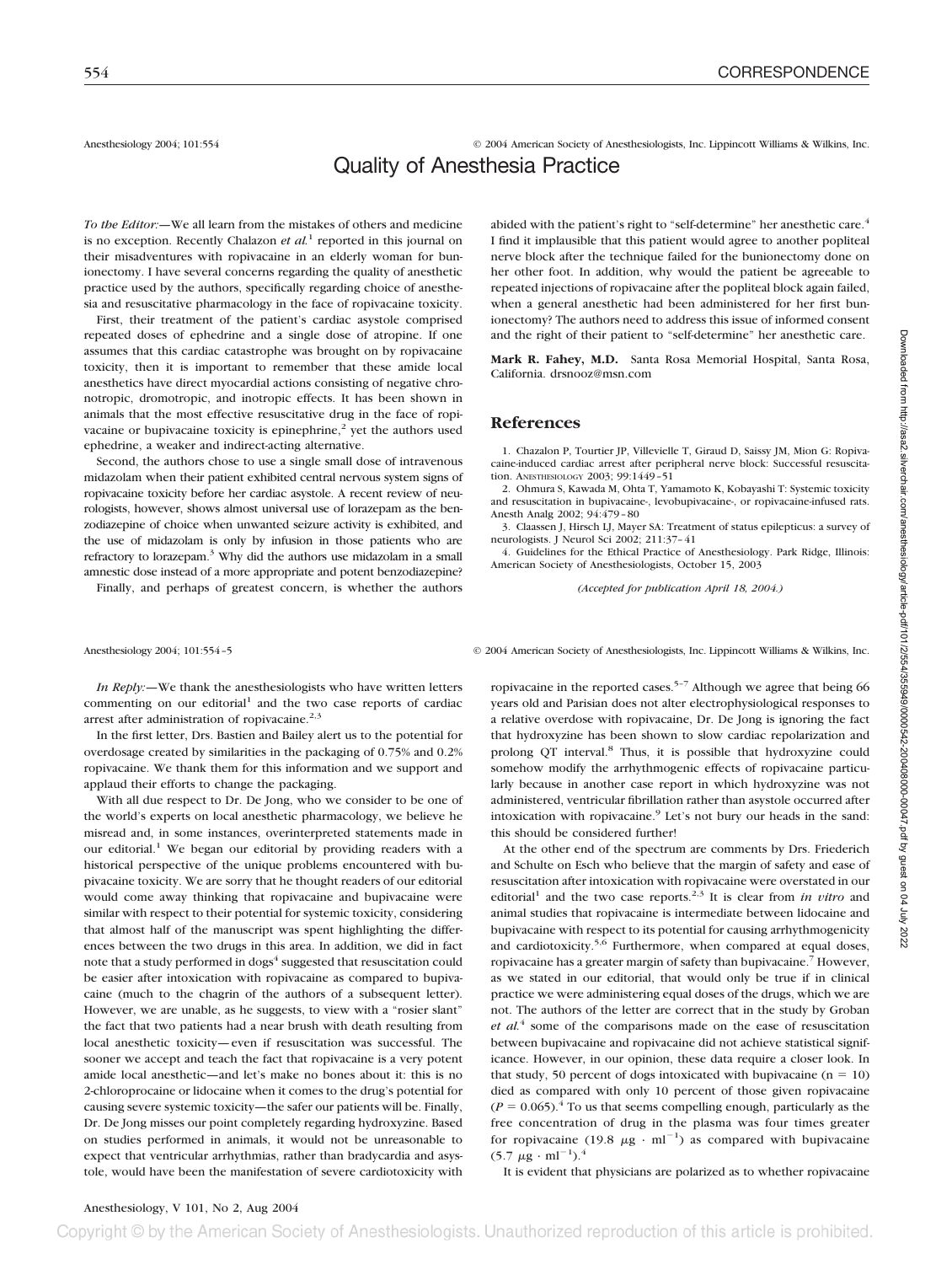Anesthesiology 2004; 101:554 © 2004 American Society of Anesthesiologists, Inc. Lippincott Williams & Wilkins, Inc.

# Quality of Anesthesia Practice

*To the Editor:*—We all learn from the mistakes of others and medicine is no exception. Recently Chalazon *et al.*[1] reported in this journal on their misadventures with ropivacaine in an elderly woman for bunionectomy. I have several concerns regarding the quality of anesthetic practice used by the authors, specifically regarding choice of anesthesia and resuscitative pharmacology in the face of ropivacaine toxicity.

First, their treatment of the patient's cardiac asystole comprised repeated doses of ephedrine and a single dose of atropine. If one assumes that this cardiac catastrophe was brought on by ropivacaine toxicity, then it is important to remember that these amide local anesthetics have direct myocardial actions consisting of negative chronotropic, dromotropic, and inotropic effects. It has been shown in animals that the most effective resuscitative drug in the face of ropivacaine or bupivacaine toxicity is epinephrine,[2] yet the authors used ephedrine, a weaker and indirect-acting alternative.

Second, the authors chose to use a single small dose of intravenous midazolam when their patient exhibited central nervous system signs of ropivacaine toxicity before her cardiac asystole. A recent review of neurologists, however, shows almost universal use of lorazepam as the benzodiazepine of choice when unwanted seizure activity is exhibited, and the use of midazolam is only by infusion in those patients who are refractory to lorazepam.[3] Why did the authors use midazolam in a small amnestic dose instead of a more appropriate and potent benzodiazepine?

Finally, and perhaps of greatest concern, is whether the authors abided with the patient's right to "self-determine" her anesthetic care.[4] I find it implausible that this patient would agree to another popliteal nerve block after the technique failed for the bunionectomy done on her other foot. In addition, why would the patient be agreeable to repeated injections of ropivacaine after the popliteal block again failed, when a general anesthetic had been administered for her first bunionectomy? The authors need to address this issue of informed consent and the right of their patient to "self-determine" her anesthetic care.

**Mark R. Fahey, M.D.** Santa Rosa Memorial Hospital, Santa Rosa, California. drsnooz@msn.com

## References

1. Chazalon P, Tourtier JP, Villevielle T, Giraud D, Saissy JM, Mion G: Ropivacaine-induced cardiac arrest after peripheral nerve block: Successful resuscitation. ANESTHESIOLOGY 2003; 99:1449–51
2. Ohmura S, Kawada M, Ohta T, Yamamoto K, Kobayashi T: Systemic toxicity and resuscitation in bupivacaine-, levobupivacaine-, or ropivacaine-infused rats. Anesth Analg 2002; 94:479–80
3. Claassen J, Hirsch LJ, Mayer SA: Treatment of status epilepticus: a survey of neurologists. J Neurol Sci 2002; 211:37–41
4. Guidelines for the Ethical Practice of Anesthesiology. Park Ridge, Illinois: American Society of Anesthesiologists, October 15, 2003

*(Accepted for publication April 18, 2004.)*

Anesthesiology 2004; 101:554–5 © 2004 American Society of Anesthesiologists, Inc. Lippincott Williams & Wilkins, Inc.

*In Reply:*—We thank the anesthesiologists who have written letters commenting on our editorial[1] and the two case reports of cardiac arrest after administration of ropivacaine.[2,3]

In the first letter, Drs. Bastien and Bailey alert us to the potential for overdosage created by similarities in the packaging of 0.75% and 0.2% ropivacaine. We thank them for this information and we support and applaud their efforts to change the packaging.

With all due respect to Dr. De Jong, who we consider to be one of the world's experts on local anesthetic pharmacology, we believe he misread and, in some instances, overinterpreted statements made in our editorial.[1] We began our editorial by providing readers with a historical perspective of the unique problems encountered with bupivacaine toxicity. We are sorry that he thought readers of our editorial would come away thinking that ropivacaine and bupivacaine were similar with respect to their potential for systemic toxicity, considering that almost half of the manuscript was spent highlighting the differences between the two drugs in this area. In addition, we did in fact note that a study performed in dogs[4] suggested that resuscitation could be easier after intoxication with ropivacaine as compared to bupivacaine (much to the chagrin of the authors of a subsequent letter). However, we are unable, as he suggests, to view with a "rosier slant" the fact that two patients had a near brush with death resulting from local anesthetic toxicity—even if resuscitation was successful. The sooner we accept and teach the fact that ropivacaine is a very potent amide local anesthetic—and let's make no bones about it: this is no 2-chloroprocaine or lidocaine when it comes to the drug's potential for causing severe systemic toxicity—the safer our patients will be. Finally, Dr. De Jong misses our point completely regarding hydroxyzine. Based on studies performed in animals, it would not be unreasonable to expect that ventricular arrhythmias, rather than bradycardia and asystole, would have been the manifestation of severe cardiotoxicity with ropivacaine in the reported cases.[5–7] Although we agree that being 66 years old and Parisian does not alter electrophysiological responses to a relative overdose with ropivacaine, Dr. De Jong is ignoring the fact that hydroxyzine has been shown to slow cardiac repolarization and prolong QT interval.[8] Thus, it is possible that hydroxyzine could somehow modify the arrhythmogenic effects of ropivacaine particularly because in another case report in which hydroxyzine was not administered, ventricular fibrillation rather than asystole occurred after intoxication with ropivacaine.[9] Let's not bury our heads in the sand: this should be considered further!

At the other end of the spectrum are comments by Drs. Friederich and Schulte on Esch who believe that the margin of safety and ease of resuscitation after intoxication with ropivacaine were overstated in our editorial[1] and the two case reports.[2,3] It is clear from *in vitro* and animal studies that ropivacaine is intermediate between lidocaine and bupivacaine with respect to its potential for causing arrhythmogenicity and cardiotoxicity.[5,6] Furthermore, when compared at equal doses, ropivacaine has a greater margin of safety than bupivacaine.[7] However, as we stated in our editorial, that would only be true if in clinical practice we were administering equal doses of the drugs, which we are not. The authors of the letter are correct that in the study by Groban *et al.*[4] some of the comparisons made on the ease of resuscitation between bupivacaine and ropivacaine did not achieve statistical significance. However, in our opinion, these data require a closer look. In that study, 50 percent of dogs intoxicated with bupivacaine ($n = 10$) died as compared with only 10 percent of those given ropivacaine ($P = 0.065$).[4] To us that seems compelling enough, particularly as the free concentration of drug in the plasma was four times greater for ropivacaine (19.8 $\mu g \cdot ml^{-1}$) as compared with bupivacaine (5.7 $\mu g \cdot ml^{-1}$).[4]

It is evident that physicians are polarized as to whether ropivacaine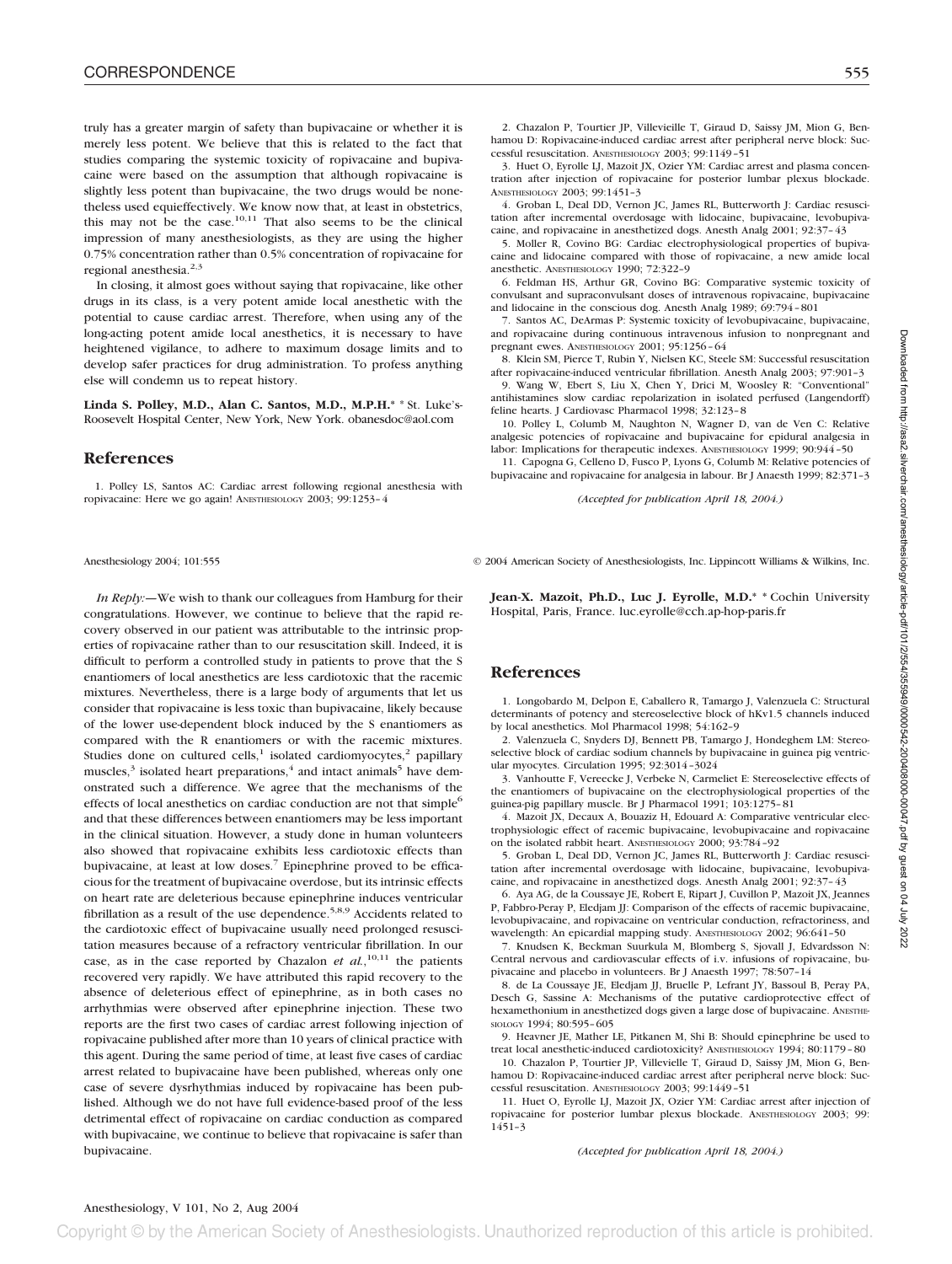truly has a greater margin of safety than bupivacaine or whether it is merely less potent. We believe that this is related to the fact that studies comparing the systemic toxicity of ropivacaine and bupivacaine were based on the assumption that although ropivacaine is slightly less potent than bupivacaine, the two drugs would be nonetheless used equieffectively. We know now that, at least in obstetrics, this may not be the case.[10,11] That also seems to be the clinical impression of many anesthesiologists, as they are using the higher 0.75% concentration rather than 0.5% concentration of ropivacaine for regional anesthesia.[2,3]

In closing, it almost goes without saying that ropivacaine, like other drugs in its class, is a very potent amide local anesthetic with the potential to cause cardiac arrest. Therefore, when using any of the long-acting potent amide local anesthetics, it is necessary to have heightened vigilance, to adhere to maximum dosage limits and to develop safer practices for drug administration. To profess anything else will condemn us to repeat history.

**Linda S. Polley, M.D., Alan C. Santos, M.D., M.P.H.*** * St. Luke's-Roosevelt Hospital Center, New York, New York. obanesdoc@aol.com

## References

1. Polley LS, Santos AC: Cardiac arrest following regional anesthesia with ropivacaine: Here we go again! ANESTHESIOLOGY 2003; 99:1253–4
2. Chazalon P, Tourtier JP, Villevieille T, Giraud D, Saissy JM, Mion G, Benhamou D: Ropivacaine-induced cardiac arrest after peripheral nerve block: Successful resuscitation. ANESTHESIOLOGY 2003; 99:1149–51
3. Huet O, Eyrolle LJ, Mazoit JX, Ozier YM: Cardiac arrest and plasma concentration after injection of ropivacaine for posterior lumbar plexus blockade. ANESTHESIOLOGY 2003; 99:1451–3
4. Groban L, Deal DD, Vernon JC, James RL, Butterworth J: Cardiac resuscitation after incremental overdosage with lidocaine, bupivacaine, levobupivacaine, and ropivacaine in anesthetized dogs. Anesth Analg 2001; 92:37–43
5. Moller R, Covino BG: Cardiac electrophysiological properties of bupivacaine and lidocaine compared with those of ropivacaine, a new amide local anesthetic. ANESTHESIOLOGY 1990; 72:322–9
6. Feldman HS, Arthur GR, Covino BG: Comparative systemic toxicity of convulsant and supraconvulsant doses of intravenous ropivacaine, bupivacaine and lidocaine in the conscious dog. Anesth Analg 1989; 69:794–801
7. Santos AC, DeArmas P: Systemic toxicity of levobupivacaine, bupivacaine, and ropivacaine during continuous intravenous infusion to nonpregnant and pregnant ewes. ANESTHESIOLOGY 2001; 95:1256–64
8. Klein SM, Pierce T, Rubin Y, Nielsen KC, Steele SM: Successful resuscitation after ropivacaine-induced ventricular fibrillation. Anesth Analg 2003; 97:901–3
9. Wang W, Ebert S, Liu X, Chen Y, Drici M, Woosley R: "Conventional" antihistamines slow cardiac repolarization in isolated perfused (Langendorff) feline hearts. J Cardiovasc Pharmacol 1998; 32:123–8
10. Polley L, Columb M, Naughton N, Wagner D, van de Ven C: Relative analgesic potencies of ropivacaine and bupivacaine for epidural analgesia in labor: Implications for therapeutic indexes. ANESTHESIOLOGY 1999; 90:944–50
11. Capogna G, Celleno D, Fusco P, Lyons G, Columb M: Relative potencies of bupivacaine and ropivacaine for analgesia in labour. Br J Anaesth 1999; 82:371–3

*(Accepted for publication April 18, 2004.)*

Anesthesiology 2004; 101:555 © 2004 American Society of Anesthesiologists, Inc. Lippincott Williams & Wilkins, Inc.

*In Reply:*—We wish to thank our colleagues from Hamburg for their congratulations. However, we continue to believe that the rapid recovery observed in our patient was attributable to the intrinsic properties of ropivacaine rather than to our resuscitation skill. Indeed, it is difficult to perform a controlled study in patients to prove that the S enantiomers of local anesthetics are less cardiotoxic that the racemic mixtures. Nevertheless, there is a large body of arguments that let us consider that ropivacaine is less toxic than bupivacaine, likely because of the lower use-dependent block induced by the S enantiomers as compared with the R enantiomers or with the racemic mixtures. Studies done on cultured cells,[1] isolated cardiomyocytes,[2] papillary muscles,[3] isolated heart preparations,[4] and intact animals[5] have demonstrated such a difference. We agree that the mechanisms of the effects of local anesthetics on cardiac conduction are not that simple[6] and that these differences between enantiomers may be less important in the clinical situation. However, a study done in human volunteers also showed that ropivacaine exhibits less cardiotoxic effects than bupivacaine, at least at low doses.[7] Epinephrine proved to be efficacious for the treatment of bupivacaine overdose, but its intrinsic effects on heart rate are deleterious because epinephrine induces ventricular fibrillation as a result of the use dependence.[5,8,9] Accidents related to the cardiotoxic effect of bupivacaine usually need prolonged resuscitation measures because of a refractory ventricular fibrillation. In our case, as in the case reported by Chazalon *et al.*,[10,11] the patients recovered very rapidly. We have attributed this rapid recovery to the absence of deleterious effect of epinephrine, as in both cases no arrhythmias were observed after epinephrine injection. These two reports are the first two cases of cardiac arrest following injection of ropivacaine published after more than 10 years of clinical practice with this agent. During the same period of time, at least five cases of cardiac arrest related to bupivacaine have been published, whereas only one case of severe dysrhythmias induced by ropivacaine has been published. Although we do not have full evidence-based proof of the less detrimental effect of ropivacaine on cardiac conduction as compared with bupivacaine, we continue to believe that ropivacaine is safer than bupivacaine.

**Jean-X. Mazoit, Ph.D., Luc J. Eyrolle, M.D.*** * Cochin University Hospital, Paris, France. luc.eyrolle@cch.ap-hop-paris.fr

## References

1. Longobardo M, Delpon E, Caballero R, Tamargo J, Valenzuela C: Structural determinants of potency and stereoselective block of hKv1.5 channels induced by local anesthetics. Mol Pharmacol 1998; 54:162–9
2. Valenzuela C, Snyders DJ, Bennett PB, Tamargo J, Hondeghem LM: Stereoselective block of cardiac sodium channels by bupivacaine in guinea pig ventricular myocytes. Circulation 1995; 92:3014–3024
3. Vanhoutte F, Vereecke J, Verbeke N, Carmeliet E: Stereoselective effects of the enantiomers of bupivacaine on the electrophysiological properties of the guinea-pig papillary muscle. Br J Pharmacol 1991; 103:1275–81
4. Mazoit JX, Decaux A, Bouaziz H, Edouard A: Comparative ventricular electrophysiologic effect of racemic bupivacaine, levobupivacaine and ropivacaine on the isolated rabbit heart. ANESTHESIOLOGY 2000; 93:784–92
5. Groban L, Deal DD, Vernon JC, James RL, Butterworth J: Cardiac resuscitation after incremental overdosage with lidocaine, bupivacaine, levobupivacaine, and ropivacaine in anesthetized dogs. Anesth Analg 2001; 92:37–43
6. Aya AG, de la Coussaye JE, Robert E, Ripart J, Cuvillon P, Mazoit JX, Jeannes P, Fabbro-Peray P, Eledjam JJ: Comparison of the effects of racemic bupivacaine, levobupivacaine, and ropivacaine on ventricular conduction, refractoriness, and wavelength: An epicardial mapping study. ANESTHESIOLOGY 2002; 96:641–50
7. Knudsen K, Beckman Suurkula M, Blomberg S, Sjovall J, Edvardsson N: Central nervous and cardiovascular effects of i.v. infusions of ropivacaine, bupivacaine and placebo in volunteers. Br J Anaesth 1997; 78:507–14
8. de La Coussaye JE, Eledjam JJ, Bruelle P, Lefrant JY, Bassoul B, Peray PA, Desch G, Sassine A: Mechanisms of the putative cardioprotective effect of hexamethonium in anesthetized dogs given a large dose of bupivacaine. ANESTHESIOLOGY 1994; 80:595–605
9. Heavner JE, Mather LE, Pitkanen M, Shi B: Should epinephrine be used to treat local anesthetic-induced cardiotoxicity? ANESTHESIOLOGY 1994; 80:1179–80
10. Chazalon P, Tourtier JP, Villevieille T, Giraud D, Saissy JM, Mion G, Benhamou D: Ropivacaine-induced cardiac arrest after peripheral nerve block: Successful resuscitation. ANESTHESIOLOGY 2003; 99:1449–51
11. Huet O, Eyrolle LJ, Mazoit JX, Ozier YM: Cardiac arrest after injection of ropivacaine for posterior lumbar plexus blockade. ANESTHESIOLOGY 2003; 99: 1451–3

*(Accepted for publication April 18, 2004.)*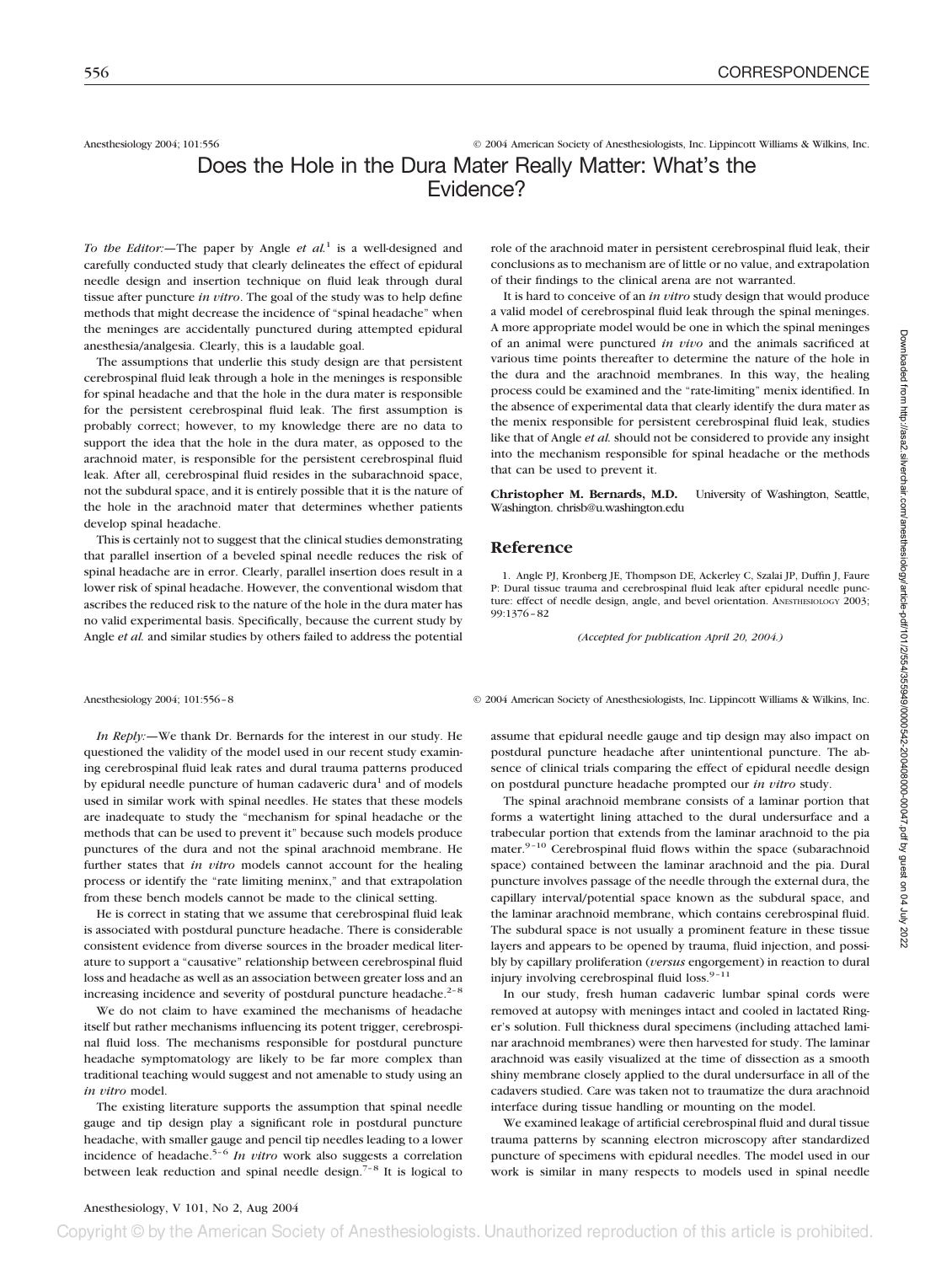Anesthesiology 2004; 101:556 © 2004 American Society of Anesthesiologists, Inc. Lippincott Williams & Wilkins, Inc.

# Does the Hole in the Dura Mater Really Matter: What's the Evidence?

*To the Editor:*—The paper by Angle *et al.*[1] is a well-designed and carefully conducted study that clearly delineates the effect of epidural needle design and insertion technique on fluid leak through dural tissue after puncture *in vitro*. The goal of the study was to help define methods that might decrease the incidence of "spinal headache" when the meninges are accidentally punctured during attempted epidural anesthesia/analgesia. Clearly, this is a laudable goal.

The assumptions that underlie this study design are that persistent cerebrospinal fluid leak through a hole in the meninges is responsible for spinal headache and that the hole in the dura mater is responsible for the persistent cerebrospinal fluid leak. The first assumption is probably correct; however, to my knowledge there are no data to support the idea that the hole in the dura mater, as opposed to the arachnoid mater, is responsible for the persistent cerebrospinal fluid leak. After all, cerebrospinal fluid resides in the subarachnoid space, not the subdural space, and it is entirely possible that it is the nature of the hole in the arachnoid mater that determines whether patients develop spinal headache.

This is certainly not to suggest that the clinical studies demonstrating that parallel insertion of a beveled spinal needle reduces the risk of spinal headache are in error. Clearly, parallel insertion does result in a lower risk of spinal headache. However, the conventional wisdom that ascribes the reduced risk to the nature of the hole in the dura mater has no valid experimental basis. Specifically, because the current study by Angle *et al.* and similar studies by others failed to address the potential role of the arachnoid mater in persistent cerebrospinal fluid leak, their conclusions as to mechanism are of little or no value, and extrapolation of their findings to the clinical arena are not warranted.

It is hard to conceive of an *in vitro* study design that would produce a valid model of cerebrospinal fluid leak through the spinal meninges. A more appropriate model would be one in which the spinal meninges of an animal were punctured *in vivo* and the animals sacrificed at various time points thereafter to determine the nature of the hole in the dura and the arachnoid membranes. In this way, the healing process could be examined and the "rate-limiting" menix identified. In the absence of experimental data that clearly identify the dura mater as the menix responsible for persistent cerebrospinal fluid leak, studies like that of Angle *et al.* should not be considered to provide any insight into the mechanism responsible for spinal headache or the methods that can be used to prevent it.

**Christopher M. Bernards, M.D.** University of Washington, Seattle, Washington. chrisb@u.washington.edu

## Reference

1. Angle PJ, Kronberg JE, Thompson DE, Ackerley C, Szalai JP, Duffin J, Faure P: Dural tissue trauma and cerebrospinal fluid leak after epidural needle puncture: effect of needle design, angle, and bevel orientation. Anesthesiology 2003; 99:1376–82

*(Accepted for publication April 20, 2004.)*

Anesthesiology 2004; 101:556–8 © 2004 American Society of Anesthesiologists, Inc. Lippincott Williams & Wilkins, Inc.

*In Reply:*—We thank Dr. Bernards for the interest in our study. He questioned the validity of the model used in our recent study examining cerebrospinal fluid leak rates and dural trauma patterns produced by epidural needle puncture of human cadaveric dura[1] and of models used in similar work with spinal needles. He states that these models are inadequate to study the "mechanism for spinal headache or the methods that can be used to prevent it" because such models produce punctures of the dura and not the spinal arachnoid membrane. He further states that *in vitro* models cannot account for the healing process or identify the "rate limiting meninx," and that extrapolation from these bench models cannot be made to the clinical setting.

He is correct in stating that we assume that cerebrospinal fluid leak is associated with postdural puncture headache. There is considerable consistent evidence from diverse sources in the broader medical literature to support a "causative" relationship between cerebrospinal fluid loss and headache as well as an association between greater loss and an increasing incidence and severity of postdural puncture headache.[2–8]

We do not claim to have examined the mechanisms of headache itself but rather mechanisms influencing its potent trigger, cerebrospinal fluid loss. The mechanisms responsible for postdural puncture headache symptomatology are likely to be far more complex than traditional teaching would suggest and not amenable to study using an *in vitro* model.

The existing literature supports the assumption that spinal needle gauge and tip design play a significant role in postdural puncture headache, with smaller gauge and pencil tip needles leading to a lower incidence of headache.[5–6] *In vitro* work also suggests a correlation between leak reduction and spinal needle design.[7–8] It is logical to assume that epidural needle gauge and tip design may also impact on postdural puncture headache after unintentional puncture. The absence of clinical trials comparing the effect of epidural needle design on postdural puncture headache prompted our *in vitro* study.

The spinal arachnoid membrane consists of a laminar portion that forms a watertight lining attached to the dural undersurface and a trabecular portion that extends from the laminar arachnoid to the pia mater.[9–10] Cerebrospinal fluid flows within the space (subarachnoid space) contained between the laminar arachnoid and the pia. Dural puncture involves passage of the needle through the external dura, the capillary interval/potential space known as the subdural space, and the laminar arachnoid membrane, which contains cerebrospinal fluid. The subdural space is not usually a prominent feature in these tissue layers and appears to be opened by trauma, fluid injection, and possibly by capillary proliferation (*versus* engorgement) in reaction to dural injury involving cerebrospinal fluid loss.[9–11]

In our study, fresh human cadaveric lumbar spinal cords were removed at autopsy with meninges intact and cooled in lactated Ringer's solution. Full thickness dural specimens (including attached laminar arachnoid membranes) were then harvested for study. The laminar arachnoid was easily visualized at the time of dissection as a smooth shiny membrane closely applied to the dural undersurface in all of the cadavers studied. Care was taken not to traumatize the dura arachnoid interface during tissue handling or mounting on the model.

We examined leakage of artificial cerebrospinal fluid and dural tissue trauma patterns by scanning electron microscopy after standardized puncture of specimens with epidural needles. The model used in our work is similar in many respects to models used in spinal needle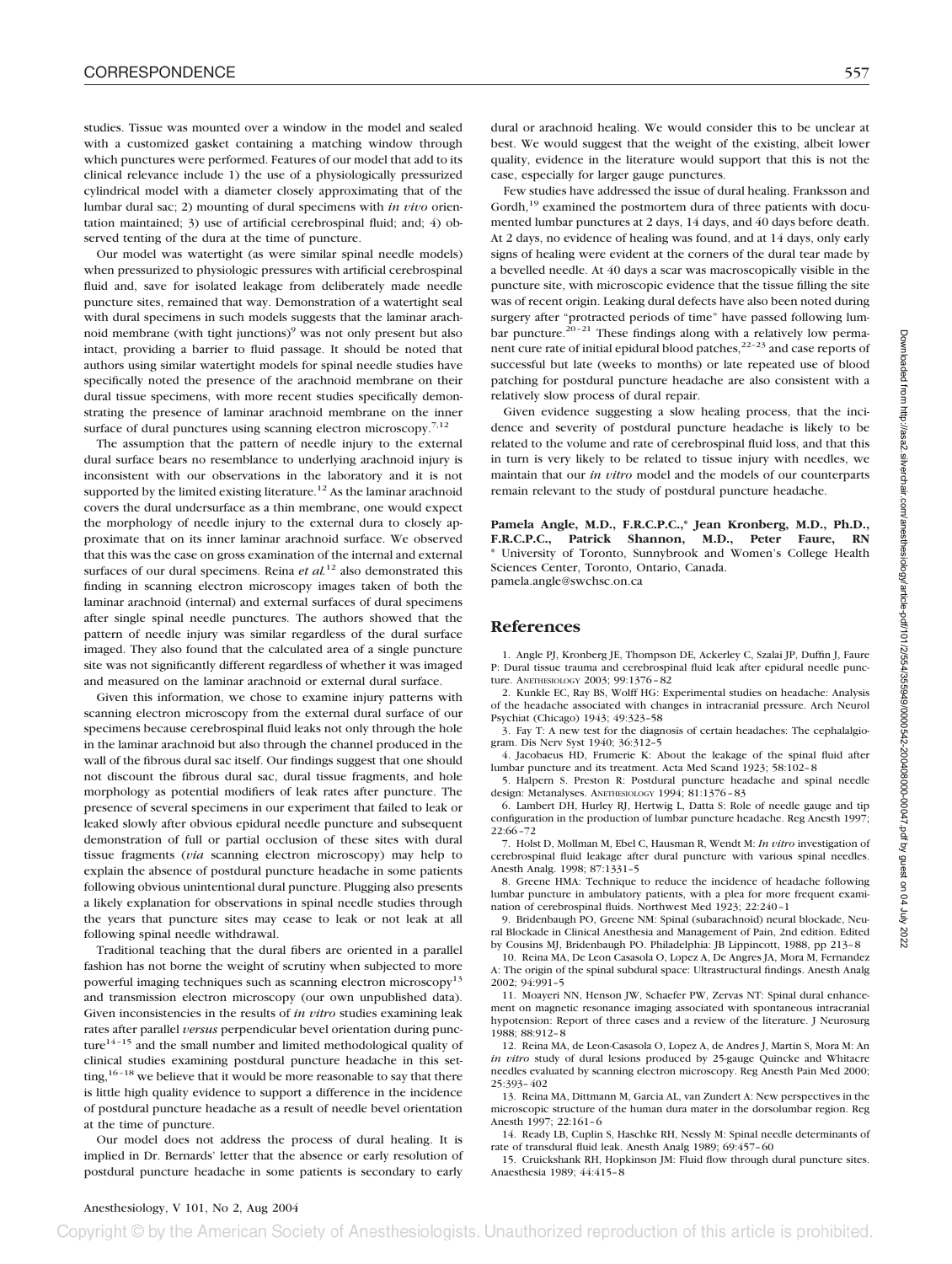studies. Tissue was mounted over a window in the model and sealed with a customized gasket containing a matching window through which punctures were performed. Features of our model that add to its clinical relevance include 1) the use of a physiologically pressurized cylindrical model with a diameter closely approximating that of the lumbar dural sac; 2) mounting of dural specimens with *in vivo* orientation maintained; 3) use of artificial cerebrospinal fluid; and; 4) observed tenting of the dura at the time of puncture.

Our model was watertight (as were similar spinal needle models) when pressurized to physiologic pressures with artificial cerebrospinal fluid and, save for isolated leakage from deliberately made needle puncture sites, remained that way. Demonstration of a watertight seal with dural specimens in such models suggests that the laminar arachnoid membrane (with tight junctions)[9] was not only present but also intact, providing a barrier to fluid passage. It should be noted that authors using similar watertight models for spinal needle studies have specifically noted the presence of the arachnoid membrane on their dural tissue specimens, with more recent studies specifically demonstrating the presence of laminar arachnoid membrane on the inner surface of dural punctures using scanning electron microscopy.[7,12]

The assumption that the pattern of needle injury to the external dural surface bears no resemblance to underlying arachnoid injury is inconsistent with our observations in the laboratory and it is not supported by the limited existing literature.[12] As the laminar arachnoid covers the dural undersurface as a thin membrane, one would expect the morphology of needle injury to the external dura to closely approximate that on its inner laminar arachnoid surface. We observed that this was the case on gross examination of the internal and external surfaces of our dural specimens. Reina *et al.*[12] also demonstrated this finding in scanning electron microscopy images taken of both the laminar arachnoid (internal) and external surfaces of dural specimens after single spinal needle punctures. The authors showed that the pattern of needle injury was similar regardless of the dural surface imaged. They also found that the calculated area of a single puncture site was not significantly different regardless of whether it was imaged and measured on the laminar arachnoid or external dural surface.

Given this information, we chose to examine injury patterns with scanning electron microscopy from the external dural surface of our specimens because cerebrospinal fluid leaks not only through the hole in the laminar arachnoid but also through the channel produced in the wall of the fibrous dural sac itself. Our findings suggest that one should not discount the fibrous dural sac, dural tissue fragments, and hole morphology as potential modifiers of leak rates after puncture. The presence of several specimens in our experiment that failed to leak or leaked slowly after obvious epidural needle puncture and subsequent demonstration of full or partial occlusion of these sites with dural tissue fragments (*via* scanning electron microscopy) may help to explain the absence of postdural puncture headache in some patients following obvious unintentional dural puncture. Plugging also presents a likely explanation for observations in spinal needle studies through the years that puncture sites may cease to leak or not leak at all following spinal needle withdrawal.

Traditional teaching that the dural fibers are oriented in a parallel fashion has not borne the weight of scrutiny when subjected to more powerful imaging techniques such as scanning electron microscopy[13] and transmission electron microscopy (our own unpublished data). Given inconsistencies in the results of *in vitro* studies examining leak rates after parallel *versus* perpendicular bevel orientation during puncture[14–15] and the small number and limited methodological quality of clinical studies examining postdural puncture headache in this setting,[16–18] we believe that it would be more reasonable to say that there is little high quality evidence to support a difference in the incidence of postdural puncture headache as a result of needle bevel orientation at the time of puncture.

Our model does not address the process of dural healing. It is implied in Dr. Bernards' letter that the absence or early resolution of postdural puncture headache in some patients is secondary to early dural or arachnoid healing. We would consider this to be unclear at best. We would suggest that the weight of the existing, albeit lower quality, evidence in the literature would support that this is not the case, especially for larger gauge punctures.

Few studies have addressed the issue of dural healing. Franksson and Gordh,[19] examined the postmortem dura of three patients with documented lumbar punctures at 2 days, 14 days, and 40 days before death. At 2 days, no evidence of healing was found, and at 14 days, only early signs of healing were evident at the corners of the dural tear made by a bevelled needle. At 40 days a scar was macroscopically visible in the puncture site, with microscopic evidence that the tissue filling the site was of recent origin. Leaking dural defects have also been noted during surgery after "protracted periods of time" have passed following lumbar puncture.[20–21] These findings along with a relatively low permanent cure rate of initial epidural blood patches,[22–23] and case reports of successful but late (weeks to months) or late repeated use of blood patching for postdural puncture headache are also consistent with a relatively slow process of dural repair.

Given evidence suggesting a slow healing process, that the incidence and severity of postdural puncture headache is likely to be related to the volume and rate of cerebrospinal fluid loss, and that this in turn is very likely to be related to tissue injury with needles, we maintain that our *in vitro* model and the models of our counterparts remain relevant to the study of postdural puncture headache.

**Pamela Angle, M.D., F.R.C.P.C.,\* Jean Kronberg, M.D., Ph.D., F.R.C.P.C., Patrick Shannon, M.D., Peter Faure, RN**
\* University of Toronto, Sunnybrook and Women's College Health Sciences Center, Toronto, Ontario, Canada.
pamela.angle@swchsc.on.ca

## References

1. Angle PJ, Kronberg JE, Thompson DE, Ackerley C, Szalai JP, Duffin J, Faure P: Dural tissue trauma and cerebrospinal fluid leak after epidural needle puncture. ANETHESIOLOGY 2003; 99:1376–82
2. Kunkle EC, Ray BS, Wolff HG: Experimental studies on headache: Analysis of the headache associated with changes in intracranial pressure. Arch Neurol Psychiat (Chicago) 1943; 49:323–58
3. Fay T: A new test for the diagnosis of certain headaches: The cephalalgiogram. Dis Nerv Syst 1940; 36:312–5
4. Jacobaeus HD, Frumerie K: About the leakage of the spinal fluid after lumbar puncture and its treatment. Acta Med Scand 1923; 58:102–8
5. Halpern S. Preston R: Postdural puncture headache and spinal needle design: Metanalyses. ANESTHESIOLOGY 1994; 81:1376–83
6. Lambert DH, Hurley RJ, Hertwig L, Datta S: Role of needle gauge and tip configuration in the production of lumbar puncture headache. Reg Anesth 1997; 22:66–72
7. Holst D, Mollman M, Ebel C, Hausman R, Wendt M: *In vitro* investigation of cerebrospinal fluid leakage after dural puncture with various spinal needles. Anesth Analg. 1998; 87:1331–5
8. Greene HMA: Technique to reduce the incidence of headache following lumbar puncture in ambulatory patients, with a plea for more frequent examination of cerebrospinal fluids. Northwest Med 1923; 22:240–1
9. Bridenbaugh PO, Greene NM: Spinal (subarachnoid) neural blockade, Neural Blockade in Clinical Anesthesia and Management of Pain, 2nd edition. Edited by Cousins MJ, Bridenbaugh PO. Philadelphia: JB Lippincott, 1988, pp 213–8
10. Reina MA, De Leon Casasola O, Lopez A, De Angres JA, Mora M, Fernandez A: The origin of the spinal subdural space: Ultrastructural findings. Anesth Analg 2002; 94:991–5
11. Moayeri NN, Henson JW, Schaefer PW, Zervas NT: Spinal dural enhancement on magnetic resonance imaging associated with spontaneous intracranial hypotension: Report of three cases and a review of the literature. J Neurosurg 1988; 88:912–8
12. Reina MA, de Leon-Casasola O, Lopez A, de Andres J, Martin S, Mora M: An *in vitro* study of dural lesions produced by 25-gauge Quincke and Whitacre needles evaluated by scanning electron microscopy. Reg Anesth Pain Med 2000; 25:393–402
13. Reina MA, Dittmann M, Garcia AL, van Zundert A: New perspectives in the microscopic structure of the human dura mater in the dorsolumbar region. Reg Anesth 1997; 22:161–6
14. Ready LB, Cuplin S, Haschke RH, Nessly M: Spinal needle determinants of rate of transdural fluid leak. Anesth Analg 1989; 69:457–60
15. Cruickshank RH, Hopkinson JM: Fluid flow through dural puncture sites. Anaesthesia 1989; 44:415–8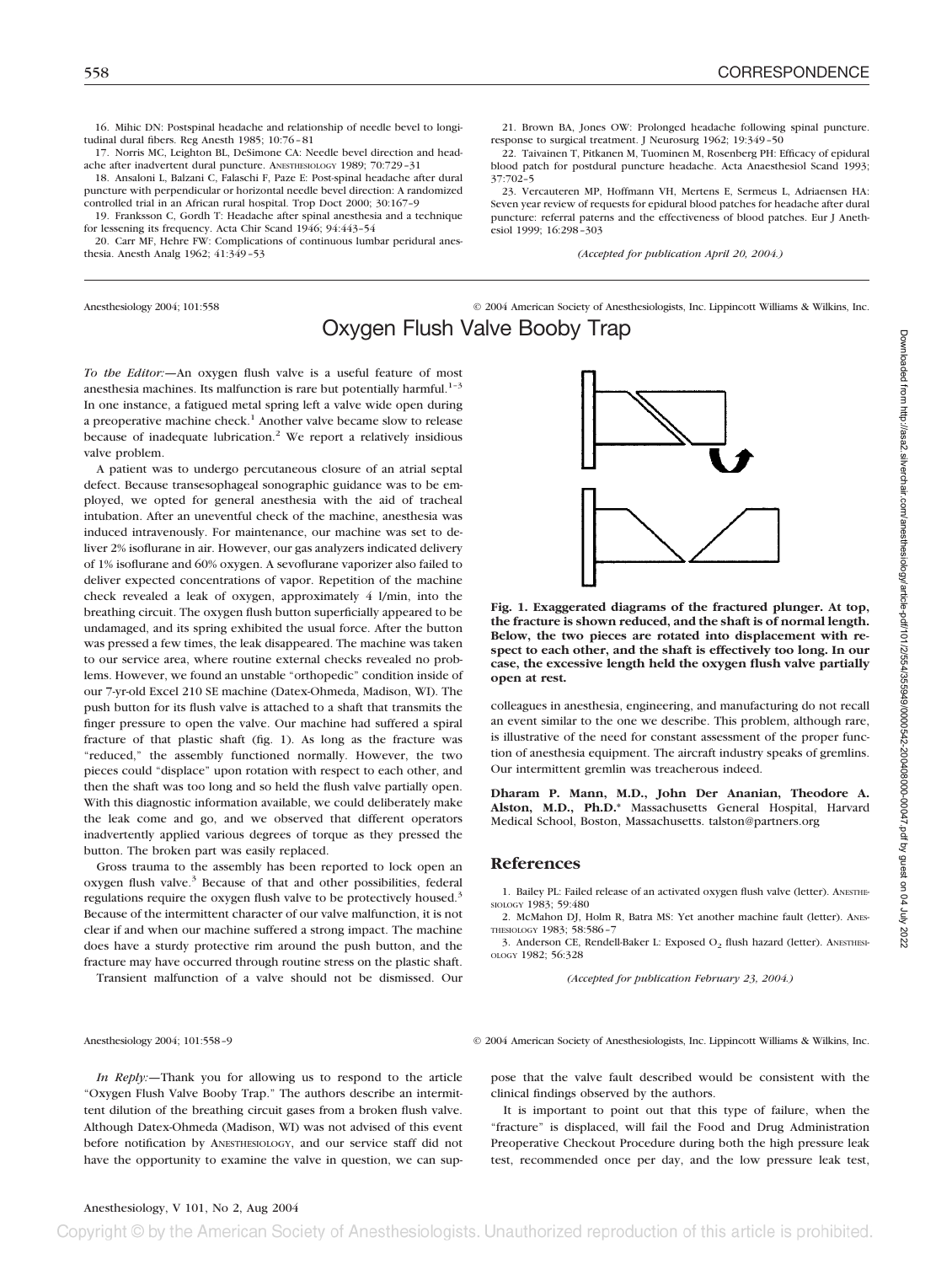16. Mihic DN: Postspinal headache and relationship of needle bevel to longitudinal dural fibers. Reg Anesth 1985; 10:76–81

17. Norris MC, Leighton BL, DeSimone CA: Needle bevel direction and headache after inadvertent dural puncture. ANESTHESIOLOGY 1989; 70:729–31

18. Ansaloni L, Balzani C, Falaschi F, Paze E: Post-spinal headache after dural puncture with perpendicular or horizontal needle bevel direction: A randomized controlled trial in an African rural hospital. Trop Doct 2000; 30:167–9

19. Franksson C, Gordh T: Headache after spinal anesthesia and a technique for lessening its frequency. Acta Chir Scand 1946; 94:443–54

20. Carr MF, Hehre FW: Complications of continuous lumbar peridural anesthesia. Anesth Analg 1962; 41:349–53

21. Brown BA, Jones OW: Prolonged headache following spinal puncture. response to surgical treatment. J Neurosurg 1962; 19:349–50

22. Taivainen T, Pitkanen M, Tuominen M, Rosenberg PH: Efficacy of epidural blood patch for postdural puncture headache. Acta Anaesthesiol Scand 1993; 37:702–5

23. Vercauteren MP, Hoffmann VH, Mertens E, Sermeus L, Adriaensen HA: Seven year review of requests for epidural blood patches for headache after dural puncture: referral paterns and the effectiveness of blood patches. Eur J Anethesiol 1999; 16:298–303

*(Accepted for publication April 20, 2004.)*

Anesthesiology 2004; 101:558 © 2004 American Society of Anesthesiologists, Inc. Lippincott Williams & Wilkins, Inc.

# Oxygen Flush Valve Booby Trap

*To the Editor:*—An oxygen flush valve is a useful feature of most anesthesia machines. Its malfunction is rare but potentially harmful.[1–3] In one instance, a fatigued metal spring left a valve wide open during a preoperative machine check.[1] Another valve became slow to release because of inadequate lubrication.[2] We report a relatively insidious valve problem.

A patient was to undergo percutaneous closure of an atrial septal defect. Because transesophageal sonographic guidance was to be employed, we opted for general anesthesia with the aid of tracheal intubation. After an uneventful check of the machine, anesthesia was induced intravenously. For maintenance, our machine was set to deliver 2% isoflurane in air. However, our gas analyzers indicated delivery of 1% isoflurane and 60% oxygen. A sevoflurane vaporizer also failed to deliver expected concentrations of vapor. Repetition of the machine check revealed a leak of oxygen, approximately 4 l/min, into the breathing circuit. The oxygen flush button superficially appeared to be undamaged, and its spring exhibited the usual force. After the button was pressed a few times, the leak disappeared. The machine was taken to our service area, where routine external checks revealed no problems. However, we found an unstable "orthopedic" condition inside of our 7-yr-old Excel 210 SE machine (Datex-Ohmeda, Madison, WI). The push button for its flush valve is attached to a shaft that transmits the finger pressure to open the valve. Our machine had suffered a spiral fracture of that plastic shaft (fig. 1). As long as the fracture was "reduced," the assembly functioned normally. However, the two pieces could "displace" upon rotation with respect to each other, and then the shaft was too long and so held the flush valve partially open. With this diagnostic information available, we could deliberately make the leak come and go, and we observed that different operators inadvertently applied various degrees of torque as they pressed the button. The broken part was easily replaced.

Gross trauma to the assembly has been reported to lock open an oxygen flush valve.[3] Because of that and other possibilities, federal regulations require the oxygen flush valve to be protectively housed.[3] Because of the intermittent character of our valve malfunction, it is not clear if and when our machine suffered a strong impact. The machine does have a sturdy protective rim around the push button, and the fracture may have occurred through routine stress on the plastic shaft.

Transient malfunction of a valve should not be dismissed. Our colleagues in anesthesia, engineering, and manufacturing do not recall an event similar to the one we describe. This problem, although rare, is illustrative of the need for constant assessment of the proper function of anesthesia equipment. The aircraft industry speaks of gremlins. Our intermittent gremlin was treacherous indeed.

**Fig. 1. Exaggerated diagrams of the fractured plunger. At top, the fracture is shown reduced, and the shaft is of normal length. Below, the two pieces are rotated into displacement with respect to each other, and the shaft is effectively too long. In our case, the excessive length held the oxygen flush valve partially open at rest.**

**Dharam P. Mann, M.D., John Der Ananian, Theodore A. Alston, M.D., Ph.D.*** Massachusetts General Hospital, Harvard Medical School, Boston, Massachusetts. talston@partners.org

## References

1. Bailey PL: Failed release of an activated oxygen flush valve (letter). ANESTHESIOLOGY 1983; 59:480

2. McMahon DJ, Holm R, Batra MS: Yet another machine fault (letter). ANESTHESIOLOGY 1983; 58:586–7

3. Anderson CE, Rendell-Baker L: Exposed $O_2$ flush hazard (letter). ANESTHESIOLOGY 1982; 56:328

*(Accepted for publication February 23, 2004.)*

Anesthesiology 2004; 101:558–9 © 2004 American Society of Anesthesiologists, Inc. Lippincott Williams & Wilkins, Inc.

*In Reply:*—Thank you for allowing us to respond to the article "Oxygen Flush Valve Booby Trap." The authors describe an intermittent dilution of the breathing circuit gases from a broken flush valve. Although Datex-Ohmeda (Madison, WI) was not advised of this event before notification by ANESTHESIOLOGY, and our service staff did not have the opportunity to examine the valve in question, we can suppose that the valve fault described would be consistent with the clinical findings observed by the authors.

It is important to point out that this type of failure, when the "fracture" is displaced, will fail the Food and Drug Administration Preoperative Checkout Procedure during both the high pressure leak test, recommended once per day, and the low pressure leak test,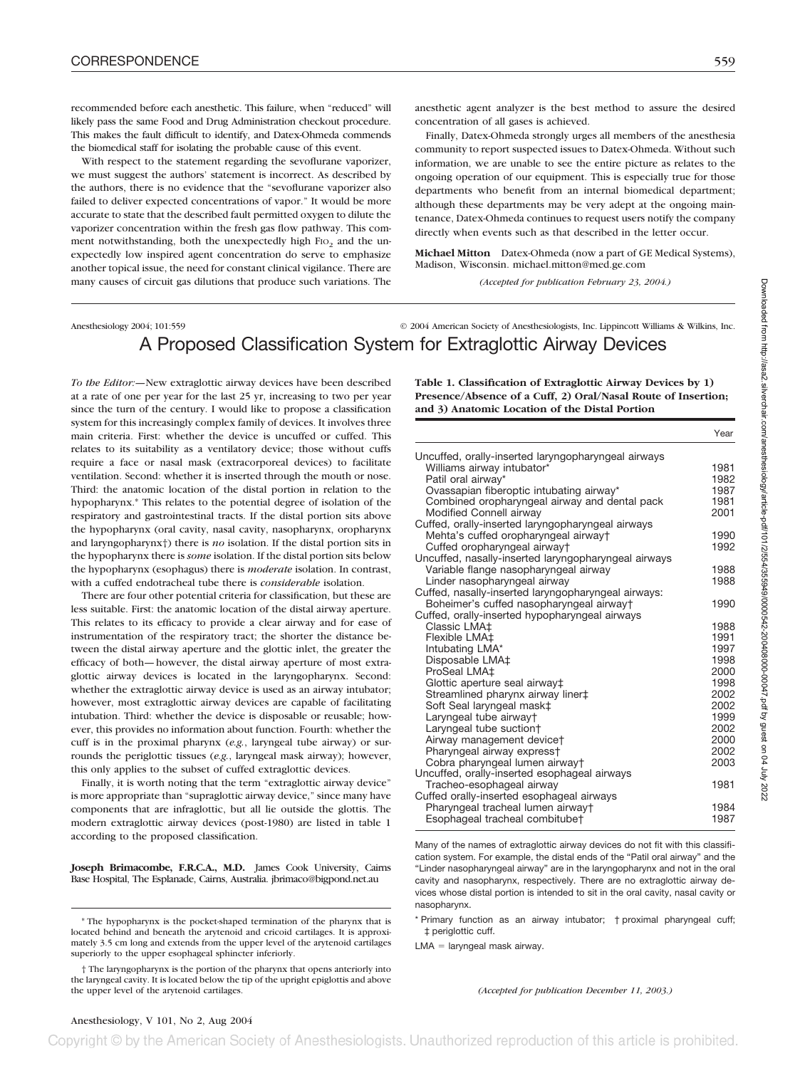recommended before each anesthetic. This failure, when "reduced" will likely pass the same Food and Drug Administration checkout procedure. This makes the fault difficult to identify, and Datex-Ohmeda commends the biomedical staff for isolating the probable cause of this event.

With respect to the statement regarding the sevoflurane vaporizer, we must suggest the authors' statement is incorrect. As described by the authors, there is no evidence that the "sevoflurane vaporizer also failed to deliver expected concentrations of vapor." It would be more accurate to state that the described fault permitted oxygen to dilute the vaporizer concentration within the fresh gas flow pathway. This comment notwithstanding, both the unexpectedly high $F_{IO_2}$ and the unexpectedly low inspired agent concentration do serve to emphasize another topical issue, the need for constant clinical vigilance. There are many causes of circuit gas dilutions that produce such variations. The anesthetic agent analyzer is the best method to assure the desired concentration of all gases is achieved.

Finally, Datex-Ohmeda strongly urges all members of the anesthesia community to report suspected issues to Datex-Ohmeda. Without such information, we are unable to see the entire picture as relates to the ongoing operation of our equipment. This is especially true for those departments who benefit from an internal biomedical department; although these departments may be very adept at the ongoing maintenance, Datex-Ohmeda continues to request users notify the company directly when events such as that described in the letter occur.

**Michael Mitton** Datex-Ohmeda (now a part of GE Medical Systems), Madison, Wisconsin. michael.mitton@med.ge.com

*(Accepted for publication February 23, 2004.)*

Anesthesiology 2004; 101:559 © 2004 American Society of Anesthesiologists, Inc. Lippincott Williams & Wilkins, Inc.

# A Proposed Classification System for Extraglottic Airway Devices

*To the Editor:*—New extraglottic airway devices have been described at a rate of one per year for the last 25 yr, increasing to two per year since the turn of the century. I would like to propose a classification system for this increasingly complex family of devices. It involves three main criteria. First: whether the device is uncuffed or cuffed. This relates to its suitability as a ventilatory device; those without cuffs require a face or nasal mask (extracorporeal devices) to facilitate ventilation. Second: whether it is inserted through the mouth or nose. Third: the anatomic location of the distal portion in relation to the hypopharynx.* This relates to the potential degree of isolation of the respiratory and gastrointestinal tracts. If the distal portion sits above the hypopharynx (oral cavity, nasal cavity, nasopharynx, oropharynx and laryngopharynx†) there is *no* isolation. If the distal portion sits in the hypopharynx there is *some* isolation. If the distal portion sits below the hypopharynx (esophagus) there is *moderate* isolation. In contrast, with a cuffed endotracheal tube there is *considerable* isolation.

There are four other potential criteria for classification, but these are less suitable. First: the anatomic location of the distal airway aperture. This relates to its efficacy to provide a clear airway and for ease of instrumentation of the respiratory tract; the shorter the distance between the distal airway aperture and the glottic inlet, the greater the efficacy of both—however, the distal airway aperture of most extraglottic airway devices is located in the laryngopharynx. Second: whether the extraglottic airway device is used as an airway intubator; however, most extraglottic airway devices are capable of facilitating intubation. Third: whether the device is disposable or reusable; however, this provides no information about function. Fourth: whether the cuff is in the proximal pharynx (*e.g.*, laryngeal tube airway) or surrounds the periglottic tissues (*e.g.*, laryngeal mask airway); however, this only applies to the subset of cuffed extraglottic devices.

Finally, it is worth noting that the term "extraglottic airway device" is more appropriate than "supraglottic airway device," since many have components that are infraglottic, but all lie outside the glottis. The modern extraglottic airway devices (post-1980) are listed in table 1 according to the proposed classification.

**Joseph Brimacombe, F.R.C.A., M.D.** James Cook University, Cairns Base Hospital, The Esplanade, Cairns, Australia. jbrimaco@bigpond.net.au

\* The hypopharynx is the pocket-shaped termination of the pharynx that is located behind and beneath the arytenoid and cricoid cartilages. It is approximately 3.5 cm long and extends from the upper level of the arytenoid cartilages superiorly to the upper esophageal sphincter inferiorly.

† The laryngopharynx is the portion of the pharynx that opens anteriorly into the laryngeal cavity. It is located below the tip of the upright epiglottis and above the upper level of the arytenoid cartilages.

**Table 1. Classification of Extraglottic Airway Devices by 1) Presence/Absence of a Cuff, 2) Oral/Nasal Route of Insertion; and 3) Anatomic Location of the Distal Portion**

| | Year |
|---|---|
| Uncuffed, orally-inserted laryngopharyngeal airways | |
| Williams airway intubator* | 1981 |
| Patil oral airway* | 1982 |
| Ovassapian fiberoptic intubating airway* | 1987 |
| Combined oropharyngeal airway and dental pack | 1981 |
| Modified Connell airway | 2001 |
| Cuffed, orally-inserted laryngopharyngeal airways | |
| Mehta's cuffed oropharyngeal airway† | 1990 |
| Cuffed oropharyngeal airway† | 1992 |
| Uncuffed, nasally-inserted laryngopharyngeal airways | |
| Variable flange nasopharyngeal airway | 1988 |
| Linder nasopharyngeal airway | 1988 |
| Cuffed, nasally-inserted laryngopharyngeal airways: | |
| Boheimer's cuffed nasopharyngeal airway† | 1990 |
| Cuffed, orally-inserted hypopharyngeal airways | |
| Classic LMA‡ | 1988 |
| Flexible LMA‡ | 1991 |
| Intubating LMA* | 1997 |
| Disposable LMA‡ | 1998 |
| ProSeal LMA‡ | 2000 |
| Glottic aperture seal airway‡ | 1998 |
| Streamlined pharynx airway liner‡ | 2002 |
| Soft Seal laryngeal mask‡ | 2002 |
| Laryngeal tube airway† | 1999 |
| Laryngeal tube suction† | 2002 |
| Airway management device† | 2000 |
| Pharyngeal airway express† | 2002 |
| Cobra pharyngeal lumen airway† | 2003 |
| Uncuffed, orally-inserted esophageal airways | |
| Tracheo-esophageal airway | 1981 |
| Cuffed orally-inserted esophageal airways | |
| Pharyngeal tracheal lumen airway† | 1984 |
| Esophageal tracheal combitube† | 1987 |

Many of the names of extraglottic airway devices do not fit with this classification system. For example, the distal ends of the "Patil oral airway" and the "Linder nasopharyngeal airway" are in the laryngopharynx and not in the oral cavity and nasopharynx, respectively. There are no extraglottic airway devices whose distal portion is intended to sit in the oral cavity, nasal cavity or nasopharynx.

\* Primary function as an airway intubator; † proximal pharyngeal cuff; ‡ periglottic cuff.

LMA = laryngeal mask airway.

*(Accepted for publication December 11, 2003.)*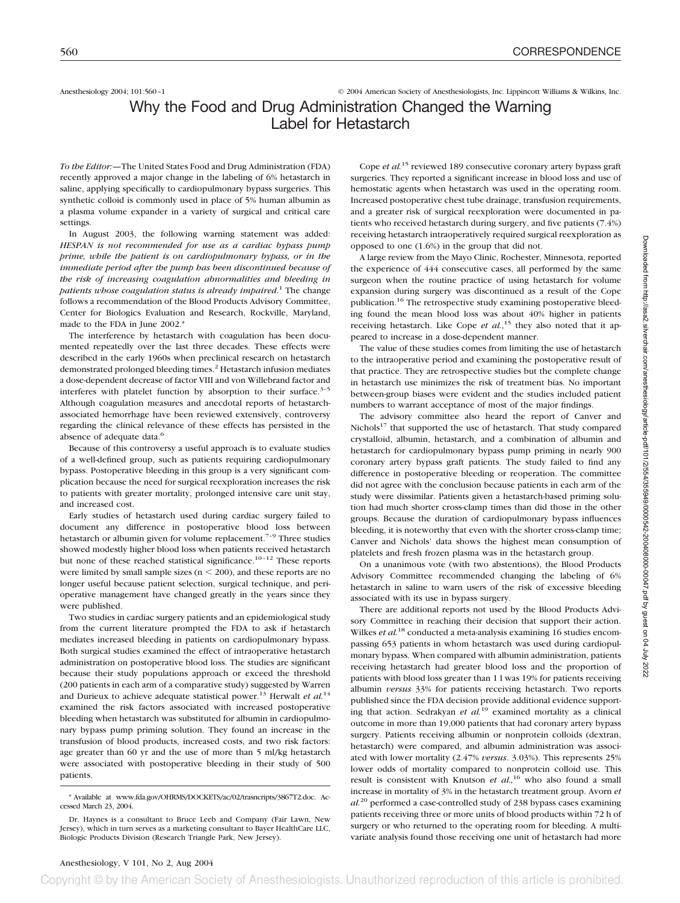Anesthesiology 2004; 101:560–1 © 2004 American Society of Anesthesiologists, Inc. Lippincott Williams & Wilkins, Inc.

# Why the Food and Drug Administration Changed the Warning Label for Hetastarch

*To the Editor:*—The United States Food and Drug Administration (FDA) recently approved a major change in the labeling of 6% hetastarch in saline, applying specifically to cardiopulmonary bypass surgeries. This synthetic colloid is commonly used in place of 5% human albumin as a plasma volume expander in a variety of surgical and critical care settings.

In August 2003, the following warning statement was added: *HESPAN is not recommended for use as a cardiac bypass pump prime, while the patient is on cardiopulmonary bypass, or in the immediate period after the pump has been discontinued because of the risk of increasing coagulation abnormalities and bleeding in patients whose coagulation status is already impaired*.[1] The change follows a recommendation of the Blood Products Advisory Committee, Center for Biologics Evaluation and Research, Rockville, Maryland, made to the FDA in June 2002.*

The interference by hetastarch with coagulation has been documented repeatedly over the last three decades. These effects were described in the early 1960s when preclinical research on hetastarch demonstrated prolonged bleeding times.[2] Hetastarch infusion mediates a dose-dependent decrease of factor VIII and von Willebrand factor and interferes with platelet function by absorption to their surface.[3–5] Although coagulation measures and anecdotal reports of hetastarch-associated hemorrhage have been reviewed extensively, controversy regarding the clinical relevance of these effects has persisted in the absence of adequate data.[6]

Because of this controversy a useful approach is to evaluate studies of a well-defined group, such as patients requiring cardiopulmonary bypass. Postoperative bleeding in this group is a very significant complication because the need for surgical reexploration increases the risk to patients with greater mortality, prolonged intensive care unit stay, and increased cost.

Early studies of hetastarch used during cardiac surgery failed to document any difference in postoperative blood loss between hetastarch or albumin given for volume replacement.[7–9] Three studies showed modestly higher blood loss when patients received hetastarch but none of these reached statistical significance.[10–12] These reports were limited by small sample sizes ($n < 200$), and these reports are no longer useful because patient selection, surgical technique, and perioperative management have changed greatly in the years since they were published.

Two studies in cardiac surgery patients and an epidemiological study from the current literature prompted the FDA to ask if hetastarch mediates increased bleeding in patients on cardiopulmonary bypass. Both surgical studies examined the effect of intraoperative hetastarch administration on postoperative blood loss. The studies are significant because their study populations approach or exceed the threshold (200 patients in each arm of a comparative study) suggested by Warren and Durieux to achieve adequate statistical power.[13] Herwalt *et al.*[14] examined the risk factors associated with increased postoperative bleeding when hetastarch was substituted for albumin in cardiopulmonary bypass pump priming solution. They found an increase in the transfusion of blood products, increased costs, and two risk factors: age greater than 60 yr and the use of more than 5 ml/kg hetastarch were associated with postoperative bleeding in their study of 500 patients.

Cope *et al.*[15] reviewed 189 consecutive coronary artery bypass graft surgeries. They reported a significant increase in blood loss and use of hemostatic agents when hetastarch was used in the operating room. Increased postoperative chest tube drainage, transfusion requirements, and a greater risk of surgical reexploration were documented in patients who received hetastarch during surgery, and five patients (7.4%) receiving hetastarch intraoperatively required surgical reexploration as opposed to one (1.6%) in the group that did not.

A large review from the Mayo Clinic, Rochester, Minnesota, reported the experience of 444 consecutive cases, all performed by the same surgeon when the routine practice of using hetastarch for volume expansion during surgery was discontinued as a result of the Cope publication.[16] The retrospective study examining postoperative bleeding found the mean blood loss was about 40% higher in patients receiving hetastarch. Like Cope *et al.*,[15] they also noted that it appeared to increase in a dose-dependent manner.

The value of these studies comes from limiting the use of hetastarch to the intraoperative period and examining the postoperative result of that practice. They are retrospective studies but the complete change in hetastarch use minimizes the risk of treatment bias. No important between-group biases were evident and the studies included patient numbers to warrant acceptance of most of the major findings.

The advisory committee also heard the report of Canver and Nichols[17] that supported the use of hetastarch. That study compared crystalloid, albumin, hetastarch, and a combination of albumin and hetastarch for cardiopulmonary bypass pump priming in nearly 900 coronary artery bypass graft patients. The study failed to find any difference in postoperative bleeding or reoperation. The committee did not agree with the conclusion because patients in each arm of the study were dissimilar. Patients given a hetastarch-based priming solution had much shorter cross-clamp times than did those in the other groups. Because the duration of cardiopulmonary bypass influences bleeding, it is noteworthy that even with the shorter cross-clamp time; Canver and Nichols' data shows the highest mean consumption of platelets and fresh frozen plasma was in the hetastarch group.

On a unanimous vote (with two abstentions), the Blood Products Advisory Committee recommended changing the labeling of 6% hetastarch in saline to warn users of the risk of excessive bleeding associated with its use in bypass surgery.

There are additional reports not used by the Blood Products Advisory Committee in reaching their decision that support their action. Wilkes *et al.*[18] conducted a meta-analysis examining 16 studies encompassing 653 patients in whom hetastarch was used during cardiopulmonary bypass. When compared with albumin administration, patients receiving hetastarch had greater blood loss and the proportion of patients with blood loss greater than 1 l was 19% for patients receiving albumin *versus* 33% for patients receiving hetastarch. Two reports published since the FDA decision provide additional evidence supporting that action. Sedrakyan *et al.*[19] examined mortality as a clinical outcome in more than 19,000 patients that had coronary artery bypass surgery. Patients receiving albumin or nonprotein colloids (dextran, hetastarch) were compared, and albumin administration was associated with lower mortality (2.47% *versus*. 3.03%). This represents 25% lower odds of mortality compared to nonprotein colloid use. This result is consistent with Knutson *et al.*,[16] who also found a small increase in mortality of 3% in the hetastarch treatment group. Avorn *et al.*[20] performed a case-controlled study of 238 bypass cases examining patients receiving three or more units of blood products within 72 h of surgery or who returned to the operating room for bleeding. A multivariate analysis found those receiving one unit of hetastarch had more

---

\* Available at www.fda.gov/OHRMS/DOCKETS/ac/02/trasncripts/3867T2.doc. Accessed March 23, 2004.

Dr. Haynes is a consultant to Bruce Leeb and Company (Fair Lawn, New Jersey), which in turn serves as a marketing consultant to Bayer HealthCare LLC, Biologic Products Division (Research Triangle Park, New Jersey).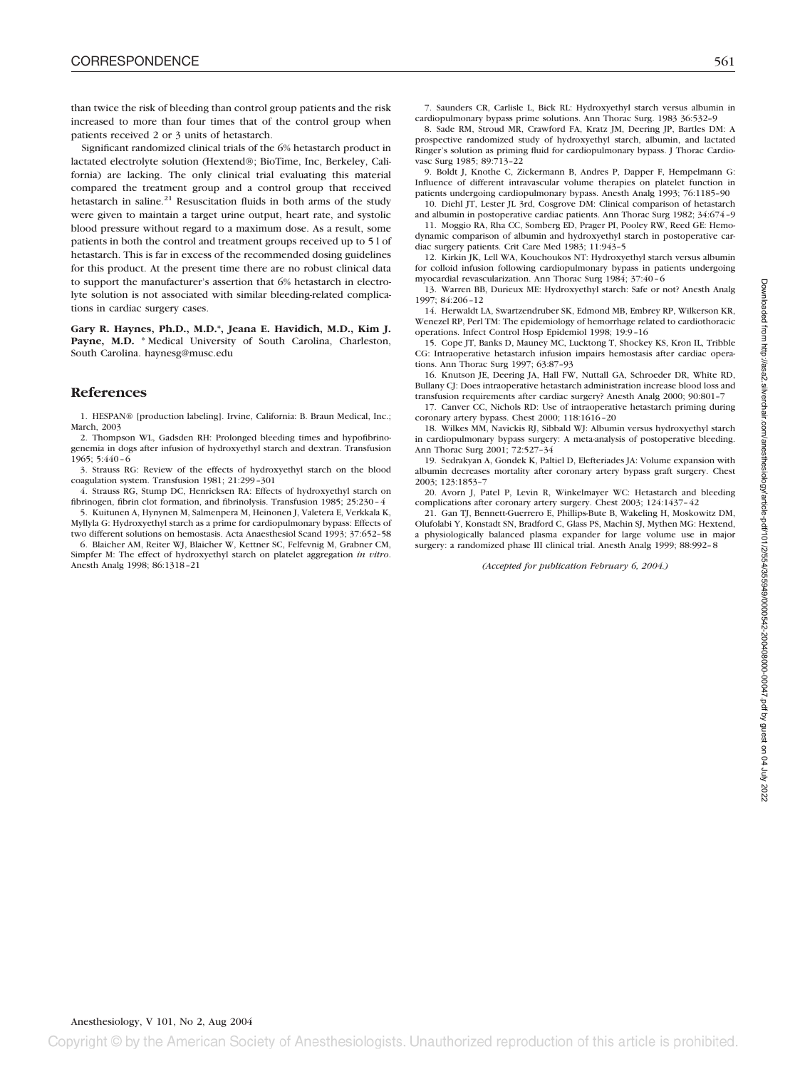than twice the risk of bleeding than control group patients and the risk increased to more than four times that of the control group when patients received 2 or 3 units of hetastarch.

Significant randomized clinical trials of the 6% hetastarch product in lactated electrolyte solution (Hextend®; BioTime, Inc, Berkeley, California) are lacking. The only clinical trial evaluating this material compared the treatment group and a control group that received hetastarch in saline.[21] Resuscitation fluids in both arms of the study were given to maintain a target urine output, heart rate, and systolic blood pressure without regard to a maximum dose. As a result, some patients in both the control and treatment groups received up to 5 l of hetastarch. This is far in excess of the recommended dosing guidelines for this product. At the present time there are no robust clinical data to support the manufacturer's assertion that 6% hetastarch in electrolyte solution is not associated with similar bleeding-related complications in cardiac surgery cases.

**Gary R. Haynes, Ph.D., M.D.\*, Jeana E. Havidich, M.D., Kim J. Payne, M.D.** \* Medical University of South Carolina, Charleston, South Carolina. haynesg@musc.edu

## References

1. HESPAN® [production labeling]. Irvine, California: B. Braun Medical, Inc.; March, 2003
2. Thompson WL, Gadsden RH: Prolonged bleeding times and hypofibrinogenemia in dogs after infusion of hydroxyethyl starch and dextran. Transfusion 1965; 5:440–6
3. Strauss RG: Review of the effects of hydroxyethyl starch on the blood coagulation system. Transfusion 1981; 21:299–301
4. Strauss RG, Stump DC, Henricksen RA: Effects of hydroxyethyl starch on fibrinogen, fibrin clot formation, and fibrinolysis. Transfusion 1985; 25:230–4
5. Kuitunen A, Hynynen M, Salmenpera M, Heinonen J, Valetera E, Verkkala K, Myllyla G: Hydroxyethyl starch as a prime for cardiopulmonary bypass: Effects of two different solutions on hemostasis. Acta Anaesthesiol Scand 1993; 37:652–58
6. Blaicher AM, Reiter WJ, Blaicher W, Kettner SC, Felfevnig M, Grabner CM, Simpfer M: The effect of hydroxyethyl starch on platelet aggregation *in vitro*. Anesth Analg 1998; 86:1318–21
7. Saunders CR, Carlisle L, Bick RL: Hydroxyethyl starch versus albumin in cardiopulmonary bypass prime solutions. Ann Thorac Surg. 1983 36:532–9
8. Sade RM, Stroud MR, Crawford FA, Kratz JM, Deering JP, Bartles DM: A prospective randomized study of hydroxyethyl starch, albumin, and lactated Ringer's solution as priming fluid for cardiopulmonary bypass. J Thorac Cardiovasc Surg 1985; 89:713–22
9. Boldt J, Knothe C, Zickermann B, Andres P, Dapper F, Hempelmann G: Influence of different intravascular volume therapies on platelet function in patients undergoing cardiopulmonary bypass. Anesth Analg 1993; 76:1185–90
10. Diehl JT, Lester JL 3rd, Cosgrove DM: Clinical comparison of hetastarch and albumin in postoperative cardiac patients. Ann Thorac Surg 1982; 34:674–9
11. Moggio RA, Rha CC, Somberg ED, Prager PI, Pooley RW, Reed GE: Hemodynamic comparison of albumin and hydroxyethyl starch in postoperative cardiac surgery patients. Crit Care Med 1983; 11:943–5
12. Kirkin JK, Lell WA, Kouchoukos NT: Hydroxyethyl starch versus albumin for colloid infusion following cardiopulmonary bypass in patients undergoing myocardial revascularization. Ann Thorac Surg 1984; 37:40–6
13. Warren BB, Durieux ME: Hydroxyethyl starch: Safe or not? Anesth Analg 1997; 84:206–12
14. Herwaldt LA, Swartzendruber SK, Edmond MB, Embrey RP, Wilkerson KR, Wenezel RP, Perl TM: The epidemiology of hemorrhage related to cardiothoracic operations. Infect Control Hosp Epidemiol 1998; 19:9–16
15. Cope JT, Banks D, Mauney MC, Lucktong T, Shockey KS, Kron IL, Tribble CG: Intraoperative hetastarch infusion impairs hemostasis after cardiac operations. Ann Thorac Surg 1997; 63:87–93
16. Knutson JE, Deering JA, Hall FW, Nuttall GA, Schroeder DR, White RD, Bullany CJ: Does intraoperative hetastarch administration increase blood loss and transfusion requirements after cardiac surgery? Anesth Analg 2000; 90:801–7
17. Canver CC, Nichols RD: Use of intraoperative hetastarch priming during coronary artery bypass. Chest 2000; 118:1616–20
18. Wilkes MM, Navickis RJ, Sibbald WJ: Albumin versus hydroxyethyl starch in cardiopulmonary bypass surgery: A meta-analysis of postoperative bleeding. Ann Thorac Surg 2001; 72:527–34
19. Sedrakyan A, Gondek K, Paltiel D, Elefteriades JA: Volume expansion with albumin decreases mortality after coronary artery bypass graft surgery. Chest 2003; 123:1853–7
20. Avorn J, Patel P, Levin R, Winkelmayer WC: Hetastarch and bleeding complications after coronary artery surgery. Chest 2003; 124:1437–42
21. Gan TJ, Bennett-Guerrero E, Phillips-Bute B, Wakeling H, Moskowitz DM, Olufolabi Y, Konstadt SN, Bradford C, Glass PS, Machin SJ, Mythen MG: Hextend, a physiologically balanced plasma expander for large volume use in major surgery: a randomized phase III clinical trial. Anesth Analg 1999; 88:992–8

*(Accepted for publication February 6, 2004.)*